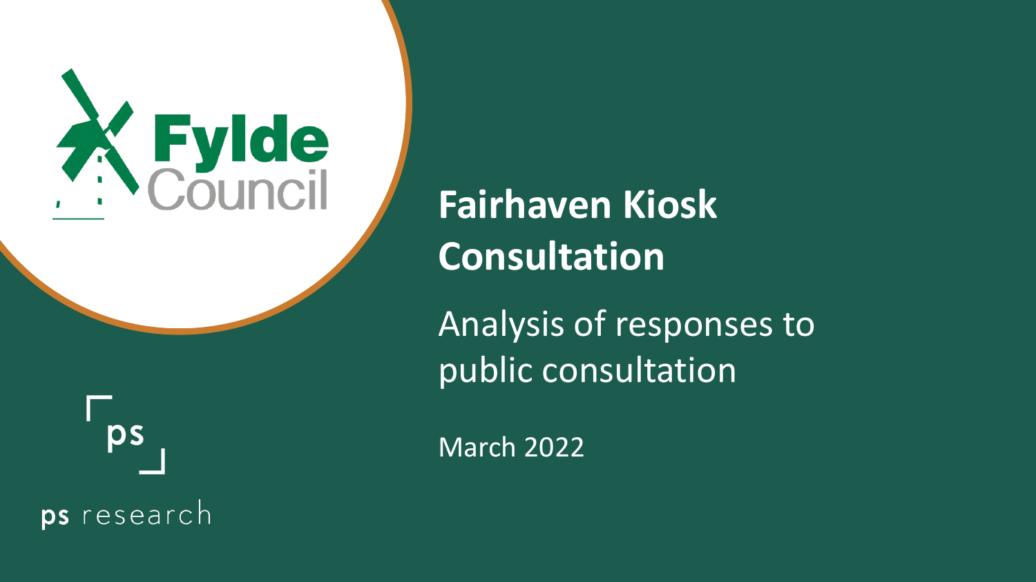Fylde Council

# Fairhaven Kiosk Consultation

## Analysis of responses to public consultation

March 2022

ps research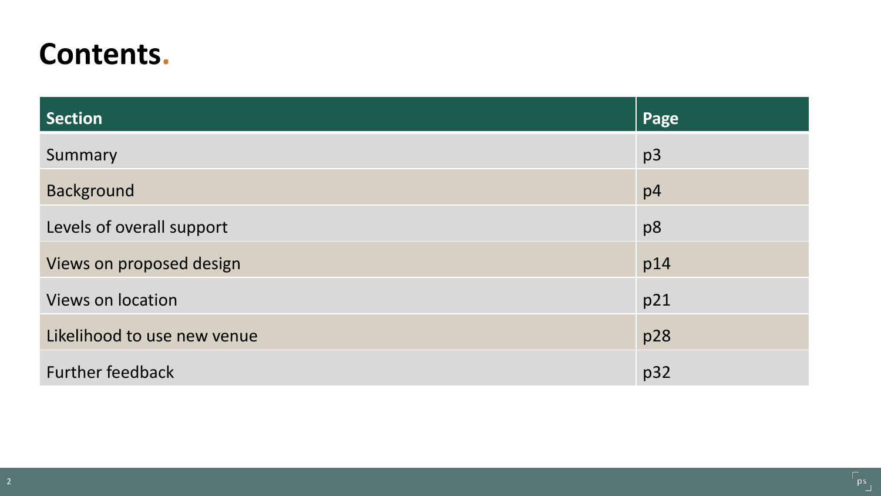# Contents.

| Section | Page |
| --- | --- |
| Summary | p3 |
| Background | p4 |
| Levels of overall support | p8 |
| Views on proposed design | p14 |
| Views on location | p21 |
| Likelihood to use new venue | p28 |
| Further feedback | p32 |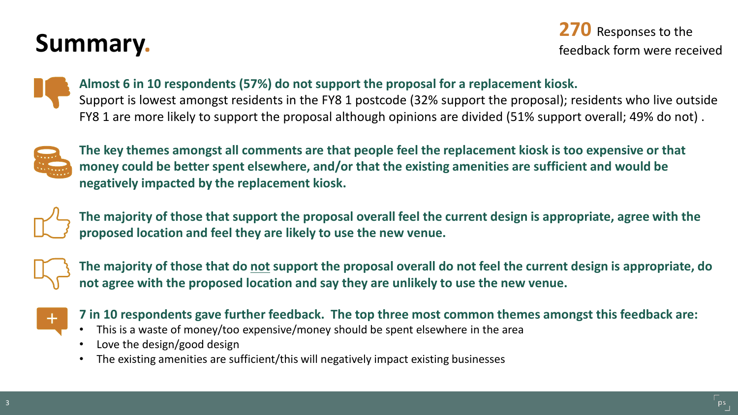# Summary.

**270** Responses to the feedback form were received

**Almost 6 in 10 respondents (57%) do not support the proposal for a replacement kiosk.**
Support is lowest amongst residents in the FY8 1 postcode (32% support the proposal); residents who live outside FY8 1 are more likely to support the proposal although opinions are divided (51% support overall; 49% do not) .

**The key themes amongst all comments are that people feel the replacement kiosk is too expensive or that money could be better spent elsewhere, and/or that the existing amenities are sufficient and would be negatively impacted by the replacement kiosk.**

**The majority of those that support the proposal overall feel the current design is appropriate, agree with the proposed location and feel they are likely to use the new venue.**

**The majority of those that do not support the proposal overall do not feel the current design is appropriate, do not agree with the proposed location and say they are unlikely to use the new venue.**

**7 in 10 respondents gave further feedback. The top three most common themes amongst this feedback are:**

- This is a waste of money/too expensive/money should be spent elsewhere in the area
- Love the design/good design
- The existing amenities are sufficient/this will negatively impact existing businesses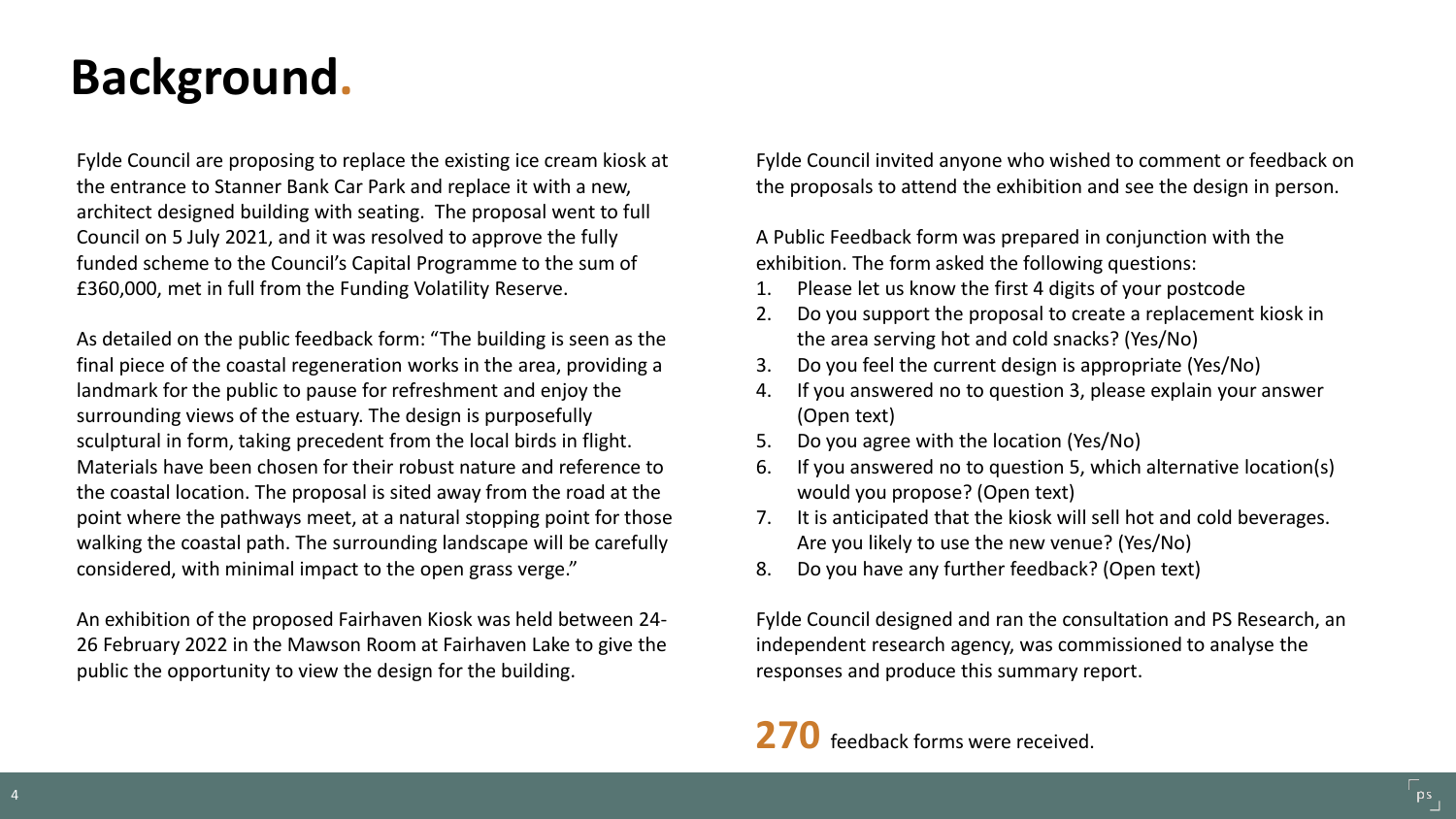# Background.

Fylde Council are proposing to replace the existing ice cream kiosk at the entrance to Stanner Bank Car Park and replace it with a new, architect designed building with seating. The proposal went to full Council on 5 July 2021, and it was resolved to approve the fully funded scheme to the Council's Capital Programme to the sum of £360,000, met in full from the Funding Volatility Reserve.

As detailed on the public feedback form: "The building is seen as the final piece of the coastal regeneration works in the area, providing a landmark for the public to pause for refreshment and enjoy the surrounding views of the estuary. The design is purposefully sculptural in form, taking precedent from the local birds in flight. Materials have been chosen for their robust nature and reference to the coastal location. The proposal is sited away from the road at the point where the pathways meet, at a natural stopping point for those walking the coastal path. The surrounding landscape will be carefully considered, with minimal impact to the open grass verge."

An exhibition of the proposed Fairhaven Kiosk was held between 24-26 February 2022 in the Mawson Room at Fairhaven Lake to give the public the opportunity to view the design for the building.

Fylde Council invited anyone who wished to comment or feedback on the proposals to attend the exhibition and see the design in person.

A Public Feedback form was prepared in conjunction with the exhibition. The form asked the following questions:

1. Please let us know the first 4 digits of your postcode
2. Do you support the proposal to create a replacement kiosk in the area serving hot and cold snacks? (Yes/No)
3. Do you feel the current design is appropriate (Yes/No)
4. If you answered no to question 3, please explain your answer (Open text)
5. Do you agree with the location (Yes/No)
6. If you answered no to question 5, which alternative location(s) would you propose? (Open text)
7. It is anticipated that the kiosk will sell hot and cold beverages. Are you likely to use the new venue? (Yes/No)
8. Do you have any further feedback? (Open text)

Fylde Council designed and ran the consultation and PS Research, an independent research agency, was commissioned to analyse the responses and produce this summary report.

**270** feedback forms were received.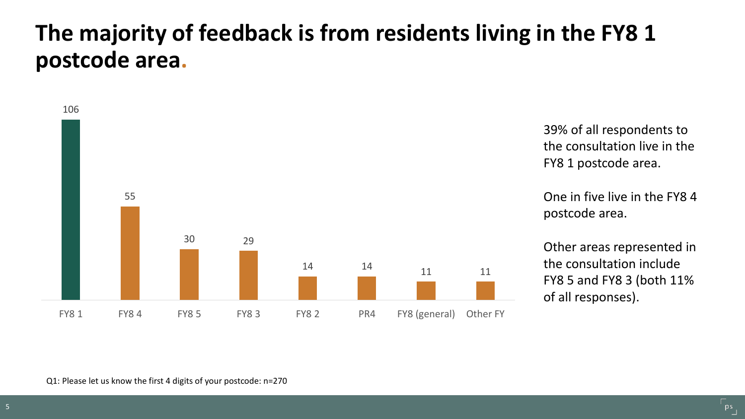# The majority of feedback is from residents living in the FY8 1 postcode area.

| Postcode | Responses |
|---|---|
| FY8 1 | 106 |
| FY8 4 | 55 |
| FY8 5 | 30 |
| FY8 3 | 29 |
| FY8 2 | 14 |
| PR4 | 14 |
| FY8 (general) | 11 |
| Other FY | 11 |

39% of all respondents to the consultation live in the FY8 1 postcode area.

One in five live in the FY8 4 postcode area.

Other areas represented in the consultation include FY8 5 and FY8 3 (both 11% of all responses).

Q1: Please let us know the first 4 digits of your postcode: n=270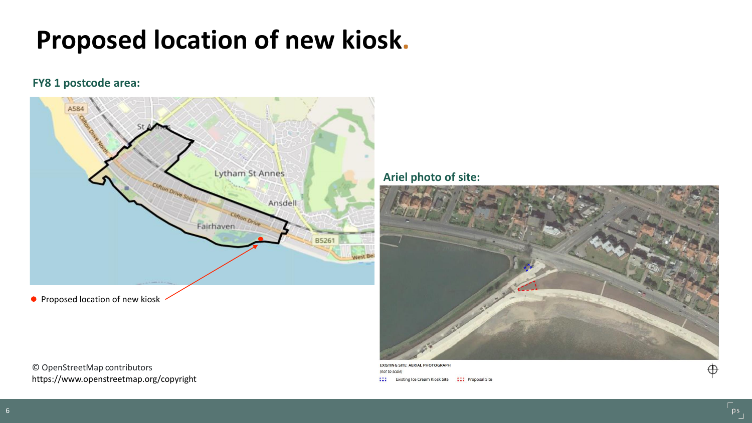# Proposed location of new kiosk.

### FY8 1 postcode area:

● Proposed location of new kiosk

© OpenStreetMap contributors
https://www.openstreetmap.org/copyright

### Ariel photo of site:

EXISTING SITE: AERIAL PHOTOGRAPH
*(not to scale)*

Existing Ice Cream Kiosk Site    Proposal Site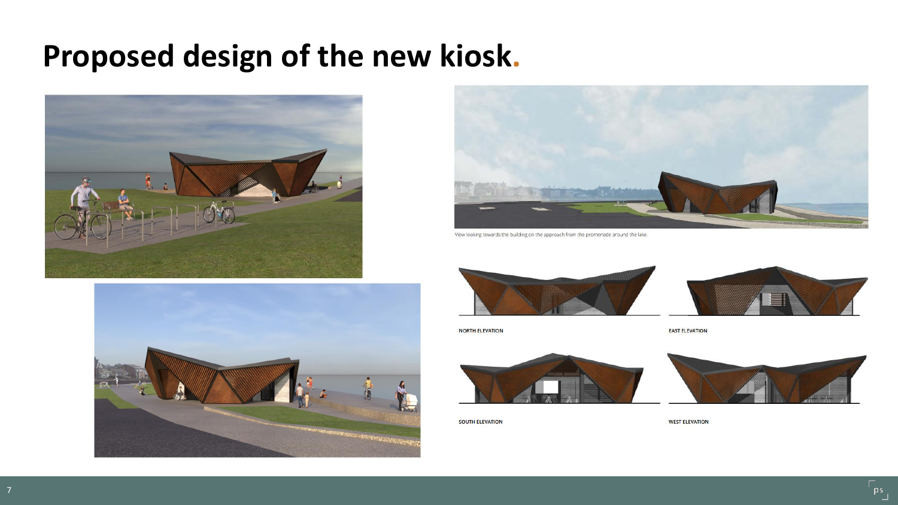# Proposed design of the new kiosk.

View looking towards the building on the approach from the promenade around the lake.

NORTH ELEVATION

EAST ELEVATION

SOUTH ELEVATION

WEST ELEVATION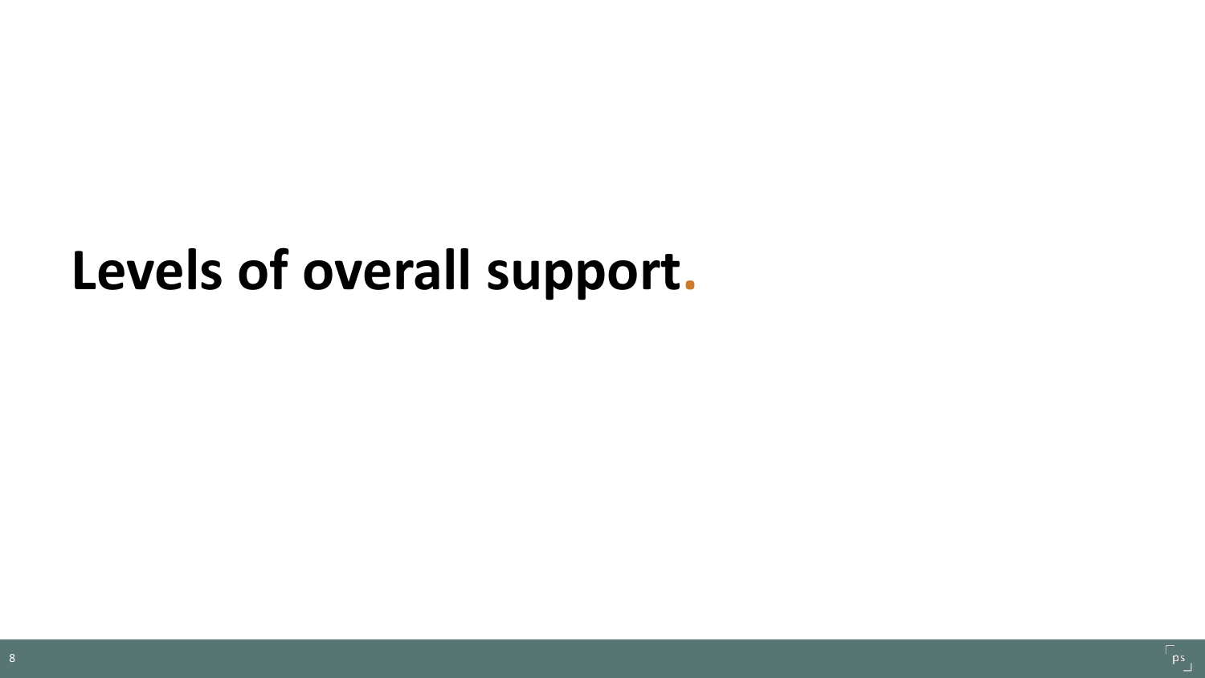# Levels of overall support.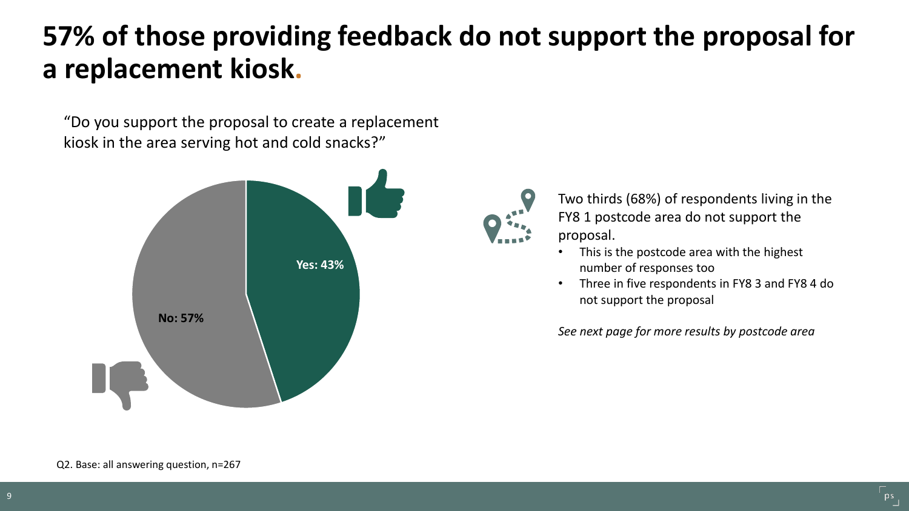# 57% of those providing feedback do not support the proposal for a replacement kiosk.

"Do you support the proposal to create a replacement kiosk in the area serving hot and cold snacks?"

Yes: 43%

No: 57%

Two thirds (68%) of respondents living in the FY8 1 postcode area do not support the proposal.

- This is the postcode area with the highest number of responses too
- Three in five respondents in FY8 3 and FY8 4 do not support the proposal

*See next page for more results by postcode area*

Q2. Base: all answering question, n=267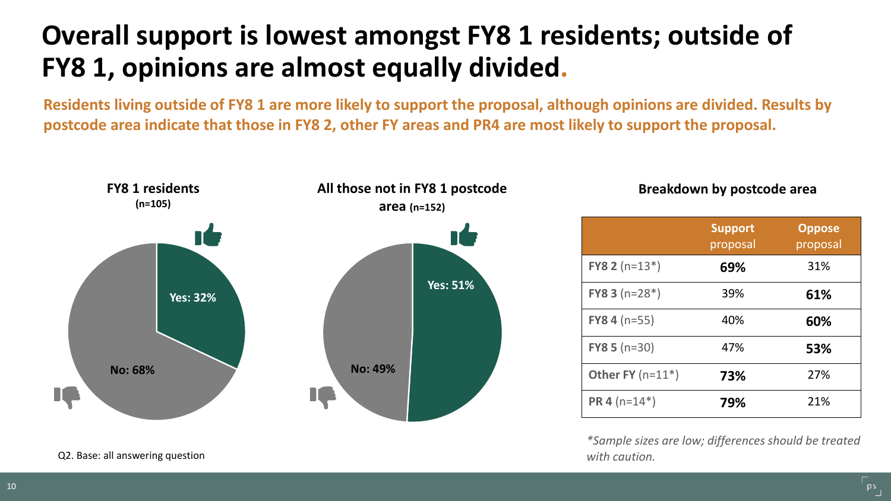# Overall support is lowest amongst FY8 1 residents; outside of FY8 1, opinions are almost equally divided.

**Residents living outside of FY8 1 are more likely to support the proposal, although opinions are divided. Results by postcode area indicate that those in FY8 2, other FY areas and PR4 are most likely to support the proposal.**

**FY8 1 residents (n=105)**

- Yes: 32%
- No: 68%

**All those not in FY8 1 postcode area (n=152)**

- Yes: 51%
- No: 49%

**Breakdown by postcode area**

| | **Support** proposal | **Oppose** proposal |
|---|---|---|
| **FY8 2** (n=13*) | **69%** | 31% |
| **FY8 3** (n=28*) | 39% | **61%** |
| **FY8 4** (n=55) | 40% | **60%** |
| **FY8 5** (n=30) | 47% | **53%** |
| **Other FY** (n=11*) | **73%** | 27% |
| **PR 4** (n=14*) | **79%** | 21% |

*\*Sample sizes are low; differences should be treated with caution.*

Q2. Base: all answering question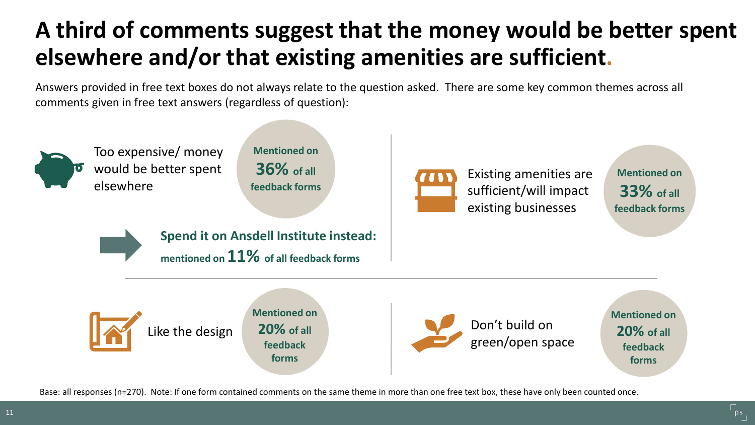# A third of comments suggest that the money would be better spent elsewhere and/or that existing amenities are sufficient.

Answers provided in free text boxes do not always relate to the question asked. There are some key common themes across all comments given in free text answers (regardless of question):

Too expensive/ money would be better spent elsewhere — **Mentioned on 36% of all feedback forms**

**Spend it on Ansdell Institute instead: mentioned on 11% of all feedback forms**

Existing amenities are sufficient/will impact existing businesses — **Mentioned on 33% of all feedback forms**

Like the design — **Mentioned on 20% of all feedback forms**

Don't build on green/open space — **Mentioned on 20% of all feedback forms**

Base: all responses (n=270). Note: If one form contained comments on the same theme in more than one free text box, these have only been counted once.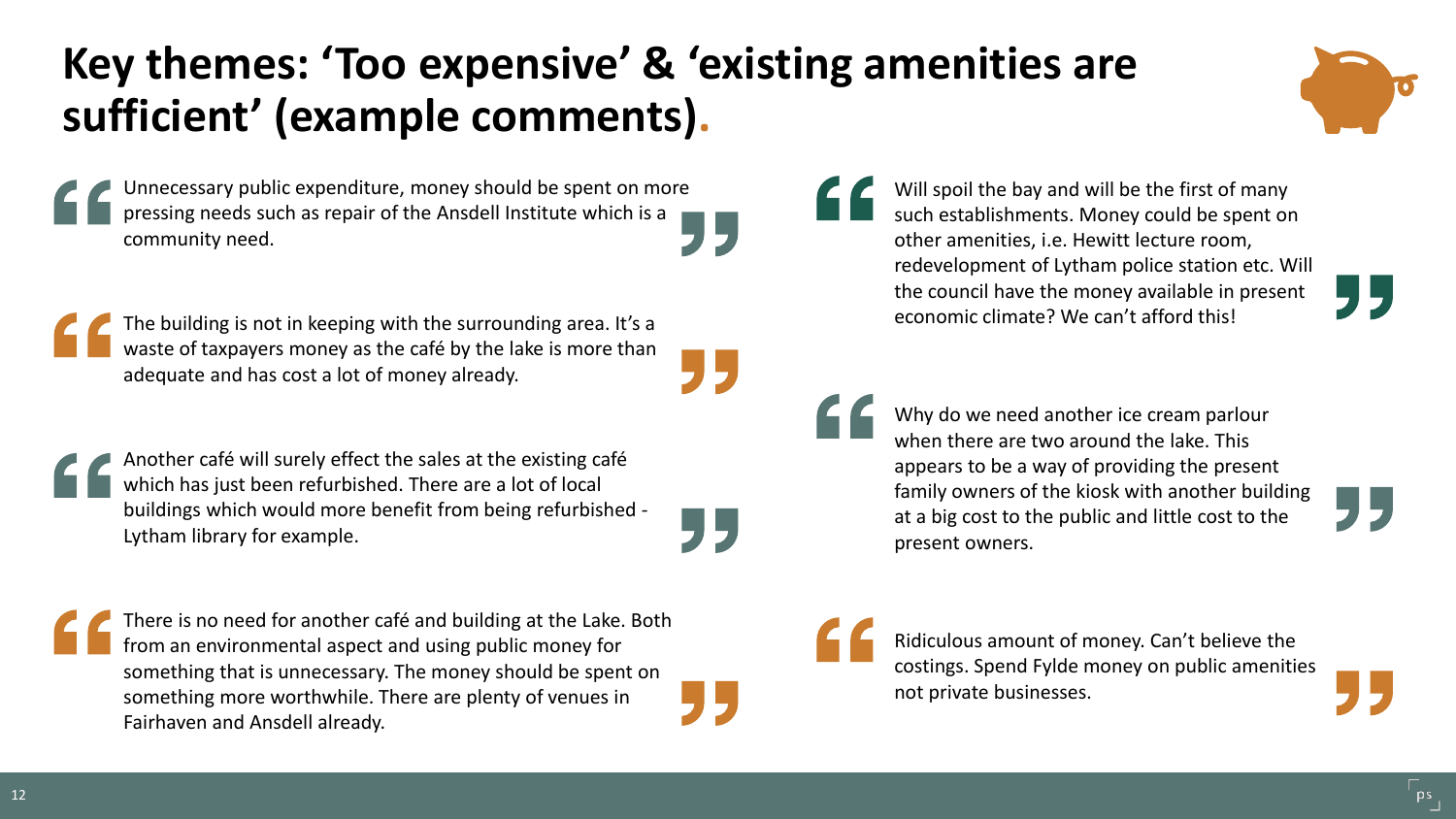# Key themes: 'Too expensive' & 'existing amenities are sufficient' (example comments).

> Unnecessary public expenditure, money should be spent on more pressing needs such as repair of the Ansdell Institute which is a community need.

> The building is not in keeping with the surrounding area. It's a waste of taxpayers money as the café by the lake is more than adequate and has cost a lot of money already.

> Another café will surely effect the sales at the existing café which has just been refurbished. There are a lot of local buildings which would more benefit from being refurbished - Lytham library for example.

> There is no need for another café and building at the Lake. Both from an environmental aspect and using public money for something that is unnecessary. The money should be spent on something more worthwhile. There are plenty of venues in Fairhaven and Ansdell already.

> Will spoil the bay and will be the first of many such establishments. Money could be spent on other amenities, i.e. Hewitt lecture room, redevelopment of Lytham police station etc. Will the council have the money available in present economic climate? We can't afford this!

> Why do we need another ice cream parlour when there are two around the lake. This appears to be a way of providing the present family owners of the kiosk with another building at a big cost to the public and little cost to the present owners.

> Ridiculous amount of money. Can't believe the costings. Spend Fylde money on public amenities not private businesses.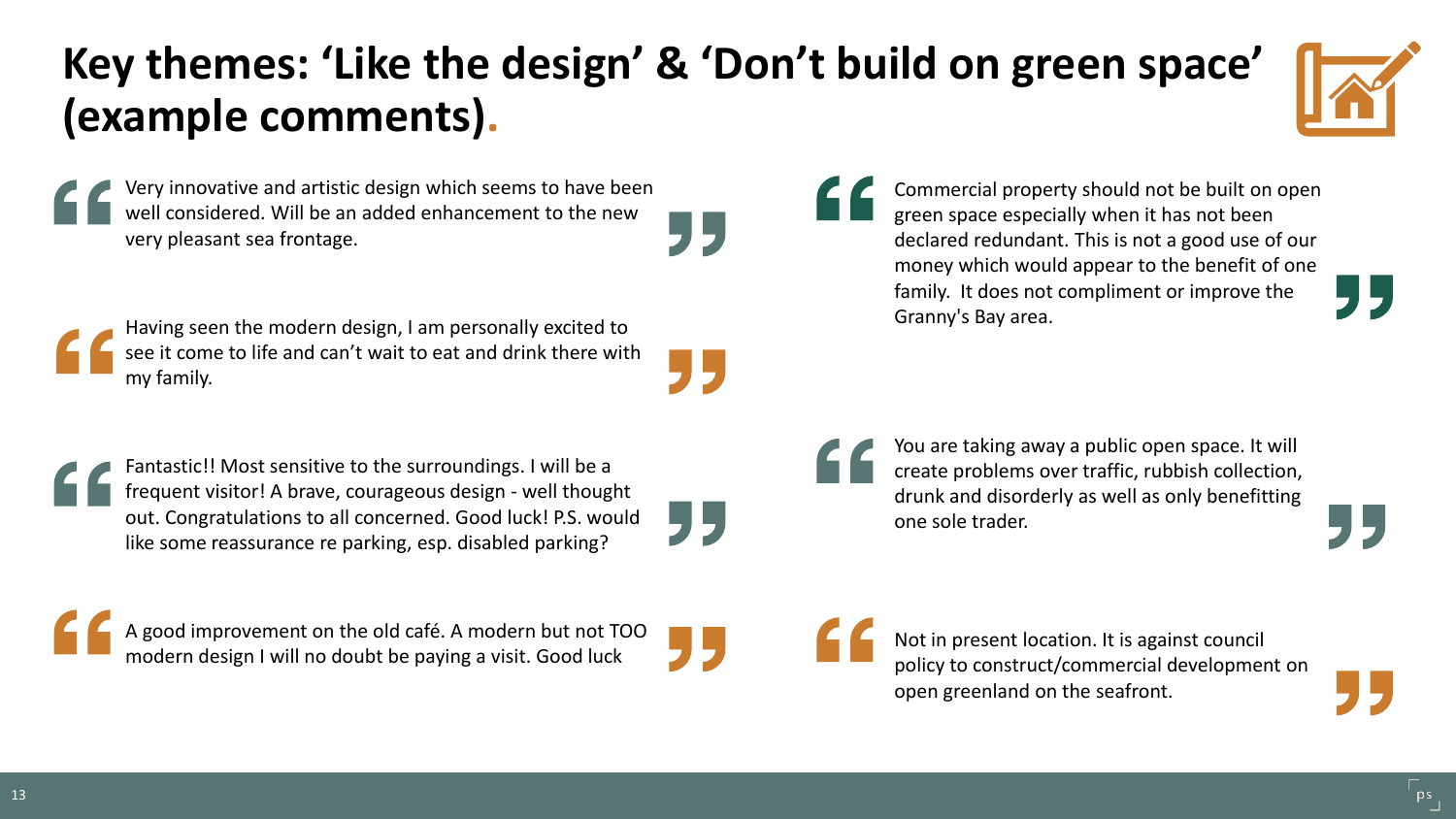# Key themes: 'Like the design' & 'Don't build on green space' (example comments).

> Very innovative and artistic design which seems to have been well considered. Will be an added enhancement to the new very pleasant sea frontage.

> Having seen the modern design, I am personally excited to see it come to life and can't wait to eat and drink there with my family.

> Fantastic!! Most sensitive to the surroundings. I will be a frequent visitor! A brave, courageous design - well thought out. Congratulations to all concerned. Good luck! P.S. would like some reassurance re parking, esp. disabled parking?

> A good improvement on the old café. A modern but not TOO modern design I will no doubt be paying a visit. Good luck

> Commercial property should not be built on open green space especially when it has not been declared redundant. This is not a good use of our money which would appear to the benefit of one family. It does not compliment or improve the Granny's Bay area.

> You are taking away a public open space. It will create problems over traffic, rubbish collection, drunk and disorderly as well as only benefitting one sole trader.

> Not in present location. It is against council policy to construct/commercial development on open greenland on the seafront.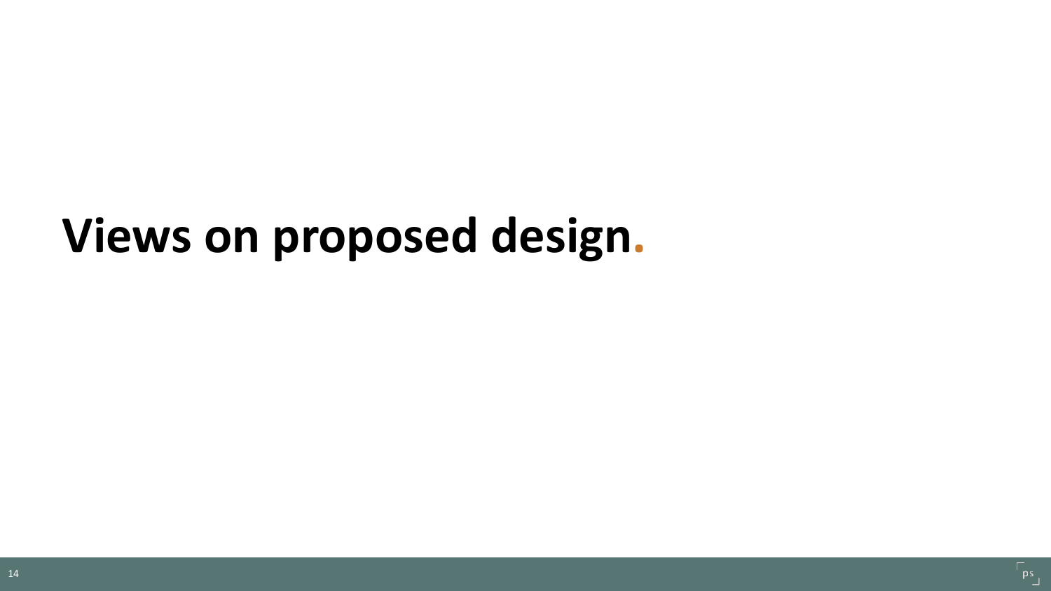# Views on proposed design.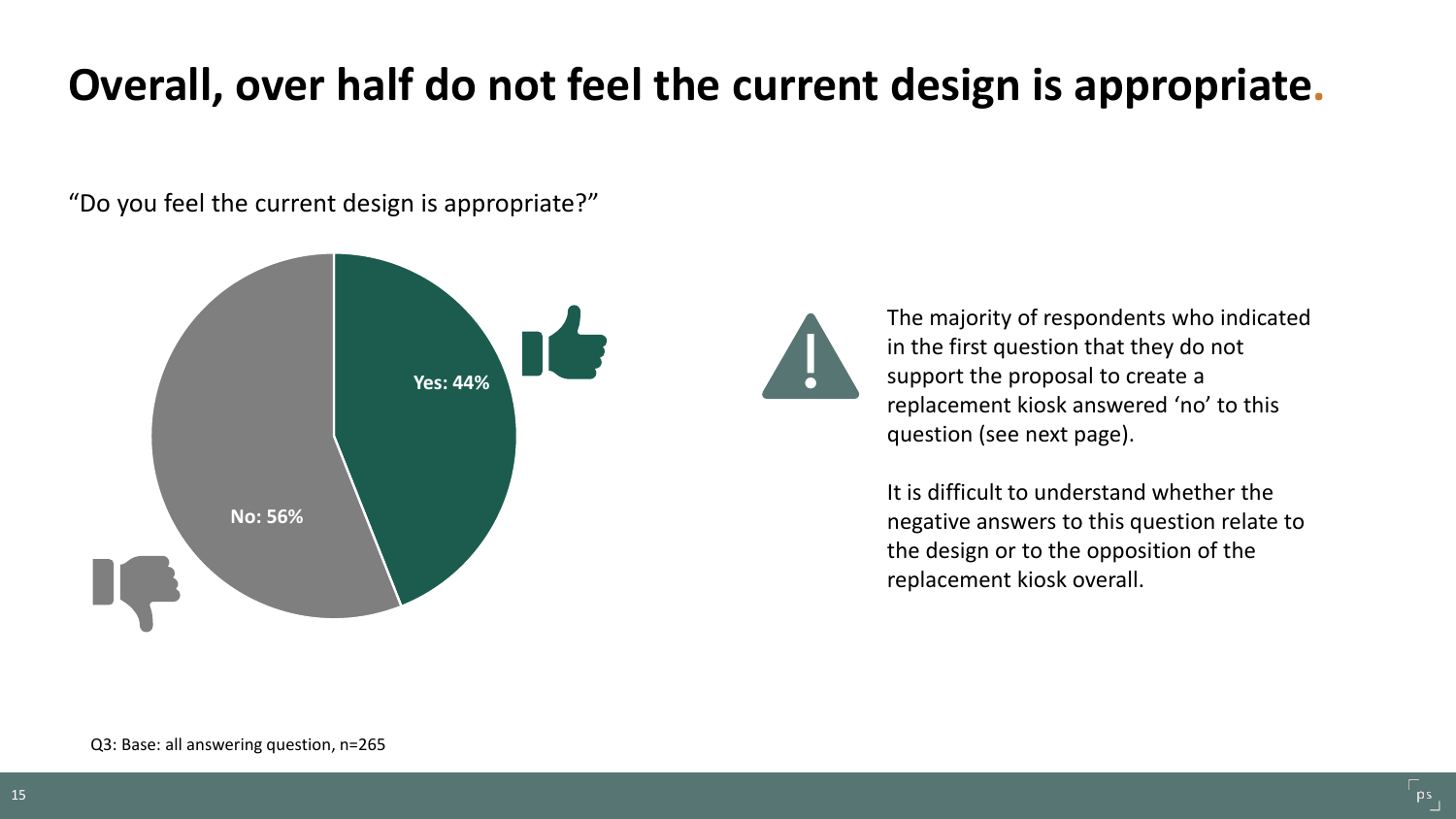# Overall, over half do not feel the current design is appropriate.

"Do you feel the current design is appropriate?"

Yes: 44%

No: 56%

The majority of respondents who indicated in the first question that they do not support the proposal to create a replacement kiosk answered 'no' to this question (see next page).

It is difficult to understand whether the negative answers to this question relate to the design or to the opposition of the replacement kiosk overall.

Q3: Base: all answering question, n=265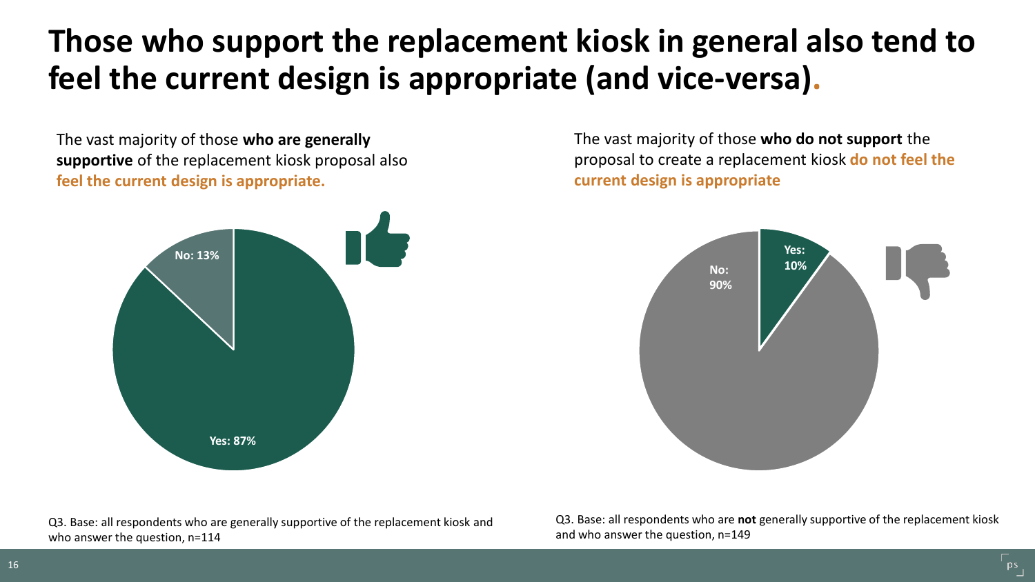# Those who support the replacement kiosk in general also tend to feel the current design is appropriate (and vice-versa).

The vast majority of those **who are generally supportive** of the replacement kiosk proposal also **feel the current design is appropriate.**

No: 13%

Yes: 87%

Q3. Base: all respondents who are generally supportive of the replacement kiosk and who answer the question, n=114

The vast majority of those **who do not support** the proposal to create a replacement kiosk **do not feel the current design is appropriate**

Yes: 10%

No: 90%

Q3. Base: all respondents who are **not** generally supportive of the replacement kiosk and who answer the question, n=149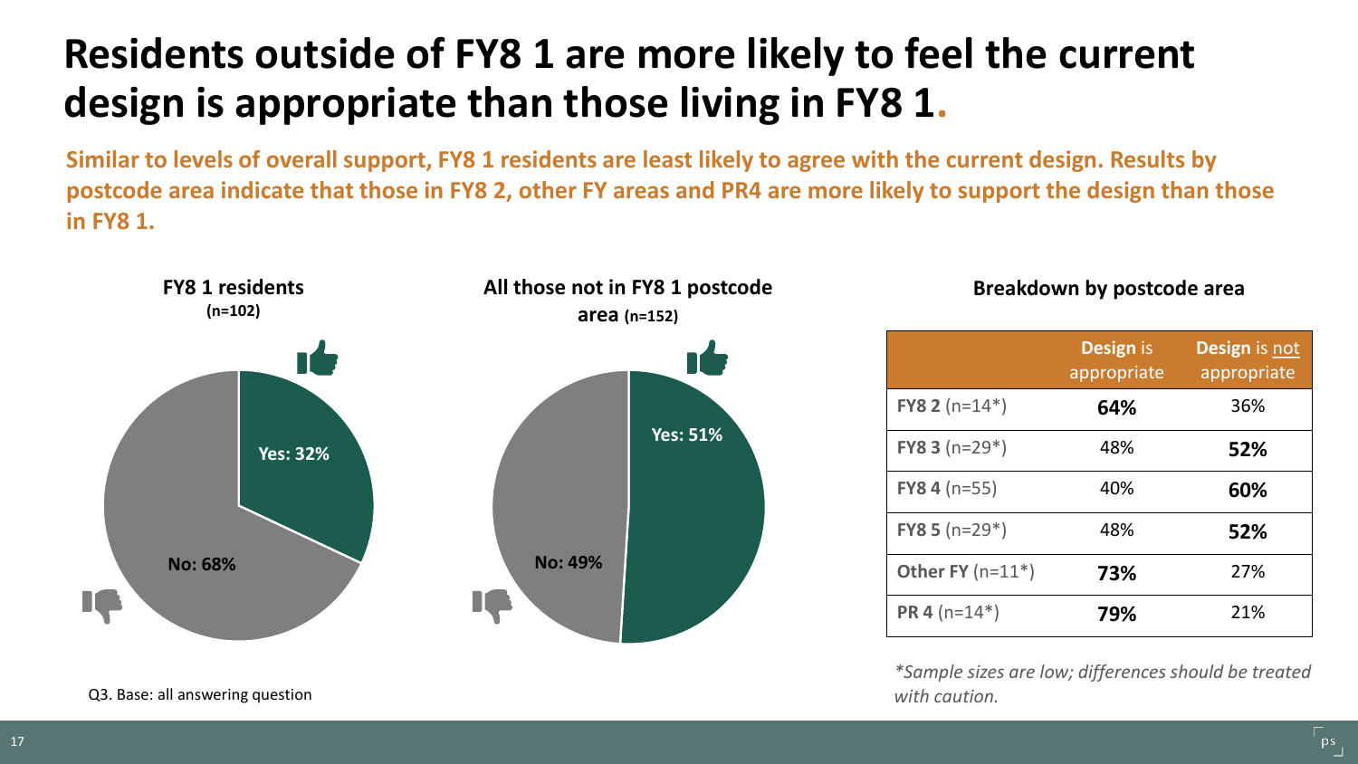# Residents outside of FY8 1 are more likely to feel the current design is appropriate than those living in FY8 1.

**Similar to levels of overall support, FY8 1 residents are least likely to agree with the current design. Results by postcode area indicate that those in FY8 2, other FY areas and PR4 are more likely to support the design than those in FY8 1.**

**FY8 1 residents (n=102)**

- Yes: 32%
- No: 68%

**All those not in FY8 1 postcode area (n=152)**

- Yes: 51%
- No: 49%

**Breakdown by postcode area**

| | **Design** is appropriate | **Design** is not appropriate |
|---|---|---|
| **FY8 2** (n=14*) | **64%** | 36% |
| **FY8 3** (n=29*) | 48% | **52%** |
| **FY8 4** (n=55) | 40% | **60%** |
| **FY8 5** (n=29*) | 48% | **52%** |
| **Other FY** (n=11*) | **73%** | 27% |
| **PR 4** (n=14*) | **79%** | 21% |

*\*Sample sizes are low; differences should be treated with caution.*

Q3. Base: all answering question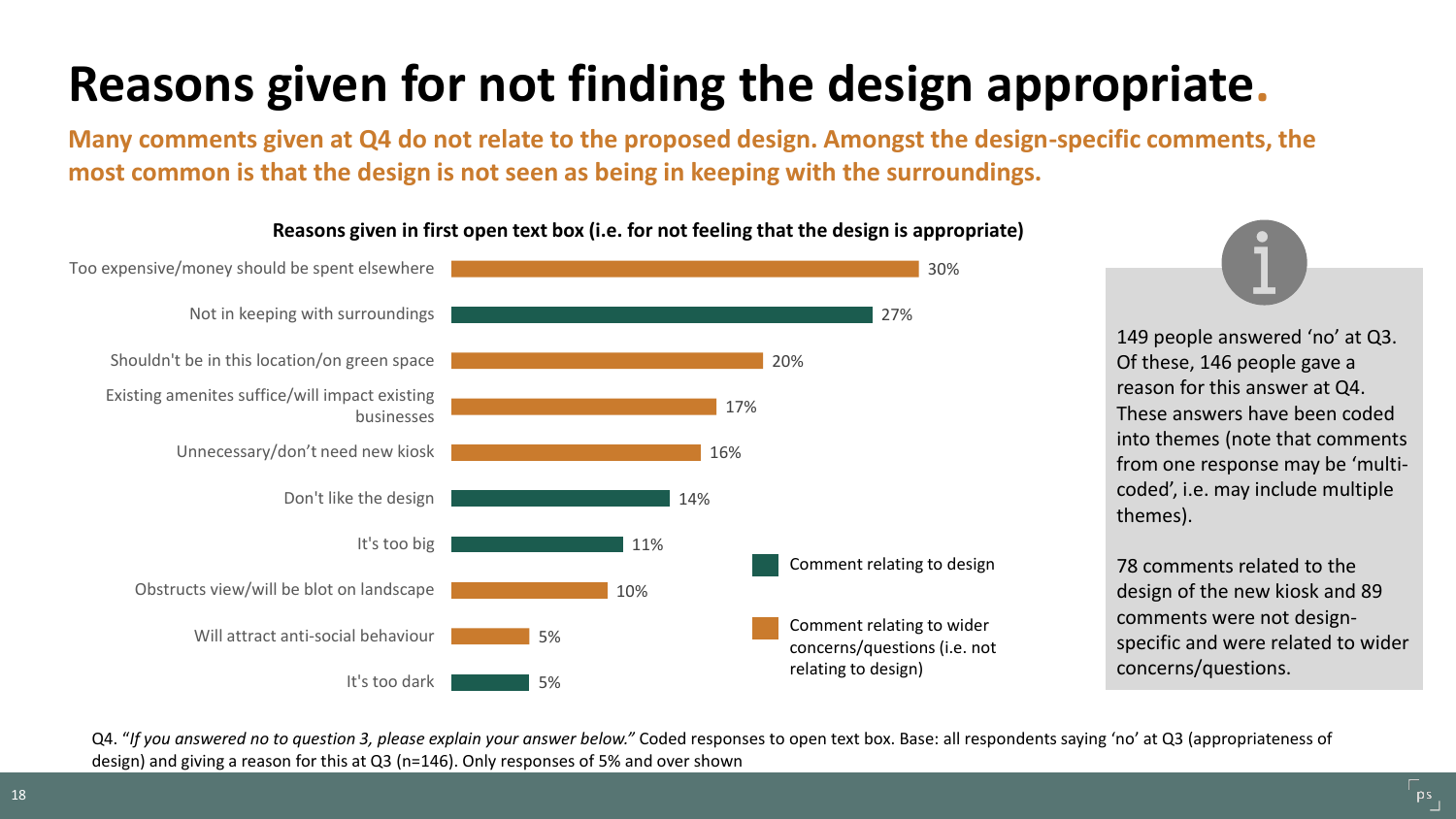# Reasons given for not finding the design appropriate.

**Many comments given at Q4 do not relate to the proposed design. Amongst the design-specific comments, the most common is that the design is not seen as being in keeping with the surroundings.**

**Reasons given in first open text box (i.e. for not feeling that the design is appropriate)**

| Reason | % | Type |
|---|---|---|
| Too expensive/money should be spent elsewhere | 30% | Comment relating to wider concerns/questions (i.e. not relating to design) |
| Not in keeping with surroundings | 27% | Comment relating to design |
| Shouldn't be in this location/on green space | 20% | Comment relating to wider concerns/questions (i.e. not relating to design) |
| Existing amenites suffice/will impact existing businesses | 17% | Comment relating to wider concerns/questions (i.e. not relating to design) |
| Unnecessary/don't need new kiosk | 16% | Comment relating to wider concerns/questions (i.e. not relating to design) |
| Don't like the design | 14% | Comment relating to design |
| It's too big | 11% | Comment relating to design |
| Obstructs view/will be blot on landscape | 10% | Comment relating to wider concerns/questions (i.e. not relating to design) |
| Will attract anti-social behaviour | 5% | Comment relating to wider concerns/questions (i.e. not relating to design) |
| It's too dark | 5% | Comment relating to design |

149 people answered 'no' at Q3. Of these, 146 people gave a reason for this answer at Q4. These answers have been coded into themes (note that comments from one response may be 'multi-coded', i.e. may include multiple themes).

78 comments related to the design of the new kiosk and 89 comments were not design-specific and were related to wider concerns/questions.

Q4. "*If you answered no to question 3, please explain your answer below.*" Coded responses to open text box. Base: all respondents saying 'no' at Q3 (appropriateness of design) and giving a reason for this at Q3 (n=146). Only responses of 5% and over shown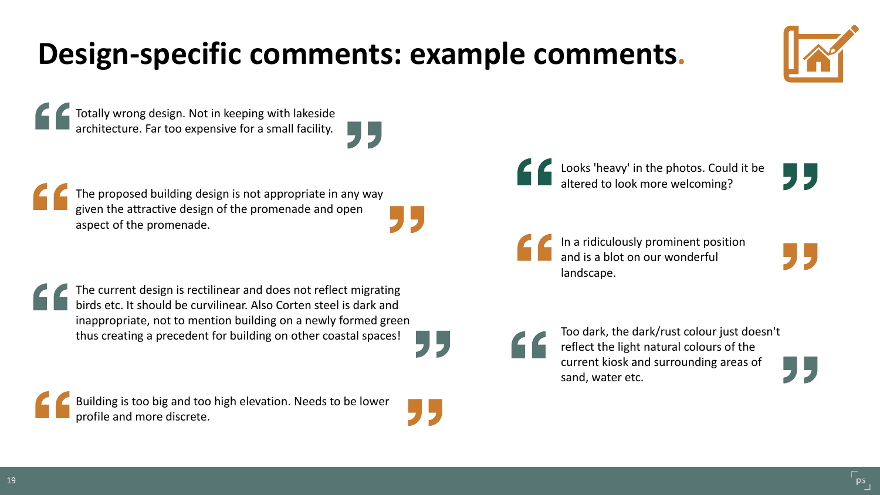# Design-specific comments: example comments.

> Totally wrong design. Not in keeping with lakeside architecture. Far too expensive for a small facility.

> The proposed building design is not appropriate in any way given the attractive design of the promenade and open aspect of the promenade.

> The current design is rectilinear and does not reflect migrating birds etc. It should be curvilinear. Also Corten steel is dark and inappropriate, not to mention building on a newly formed green thus creating a precedent for building on other coastal spaces!

> Building is too big and too high elevation. Needs to be lower profile and more discrete.

> Looks 'heavy' in the photos. Could it be altered to look more welcoming?

> In a ridiculously prominent position and is a blot on our wonderful landscape.

> Too dark, the dark/rust colour just doesn't reflect the light natural colours of the current kiosk and surrounding areas of sand, water etc.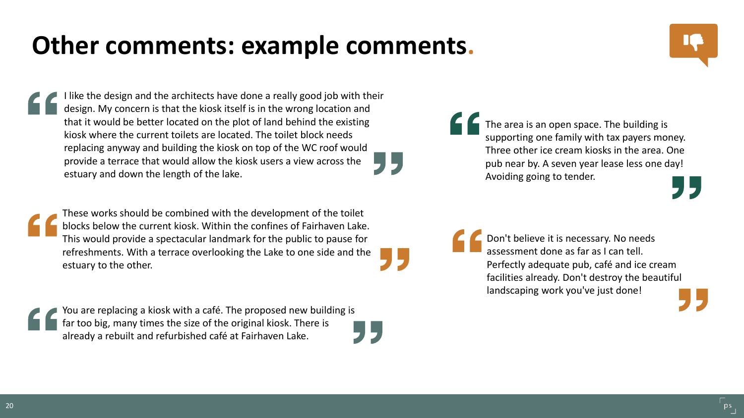# Other comments: example comments.

> I like the design and the architects have done a really good job with their design. My concern is that the kiosk itself is in the wrong location and that it would be better located on the plot of land behind the existing kiosk where the current toilets are located. The toilet block needs replacing anyway and building the kiosk on top of the WC roof would provide a terrace that would allow the kiosk users a view across the estuary and down the length of the lake.

> These works should be combined with the development of the toilet blocks below the current kiosk. Within the confines of Fairhaven Lake. This would provide a spectacular landmark for the public to pause for refreshments. With a terrace overlooking the Lake to one side and the estuary to the other.

> You are replacing a kiosk with a café. The proposed new building is far too big, many times the size of the original kiosk. There is already a rebuilt and refurbished café at Fairhaven Lake.

> The area is an open space. The building is supporting one family with tax payers money. Three other ice cream kiosks in the area. One pub near by. A seven year lease less one day! Avoiding going to tender.

> Don't believe it is necessary. No needs assessment done as far as I can tell. Perfectly adequate pub, café and ice cream facilities already. Don't destroy the beautiful landscaping work you've just done!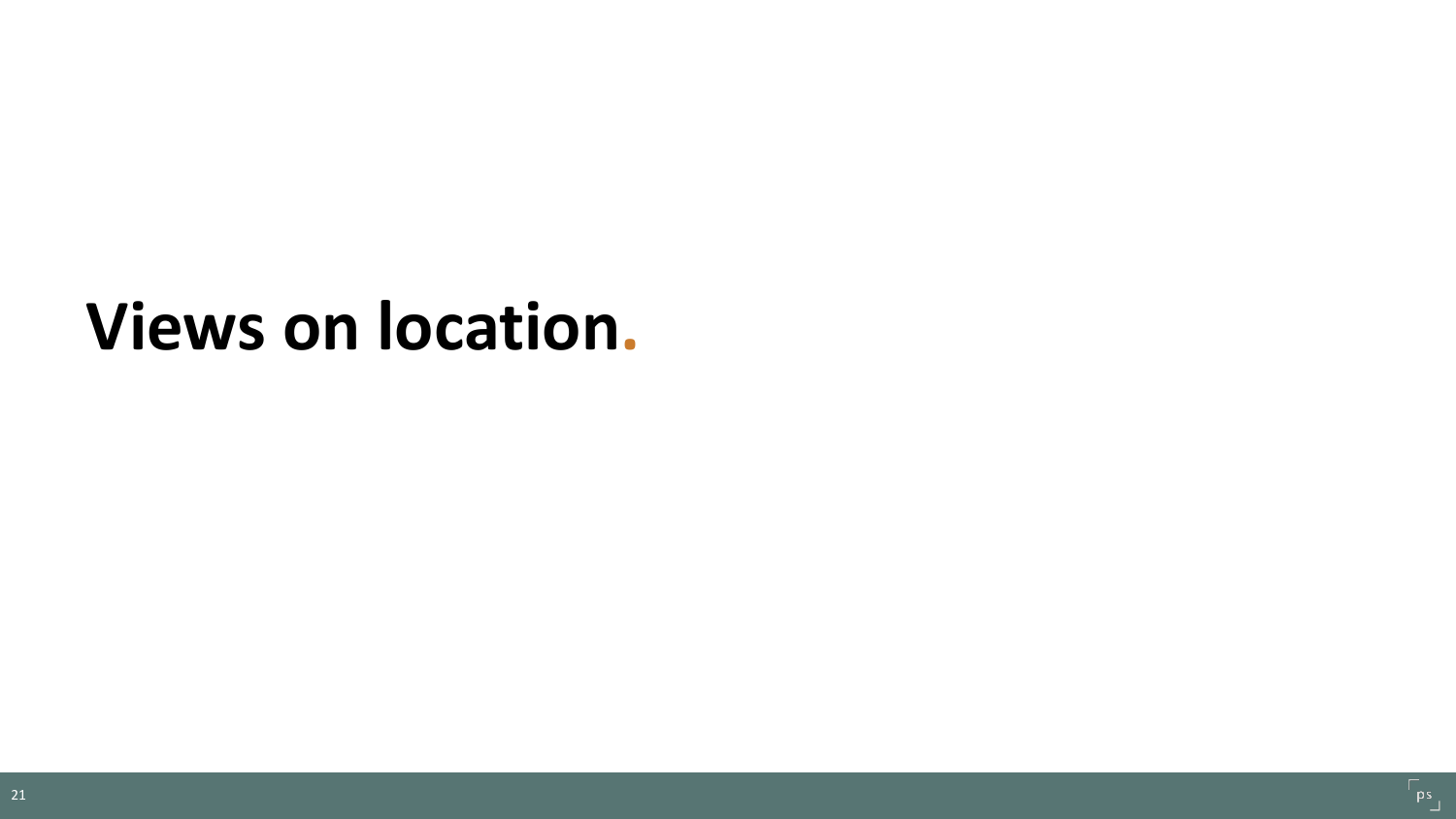# Views on location.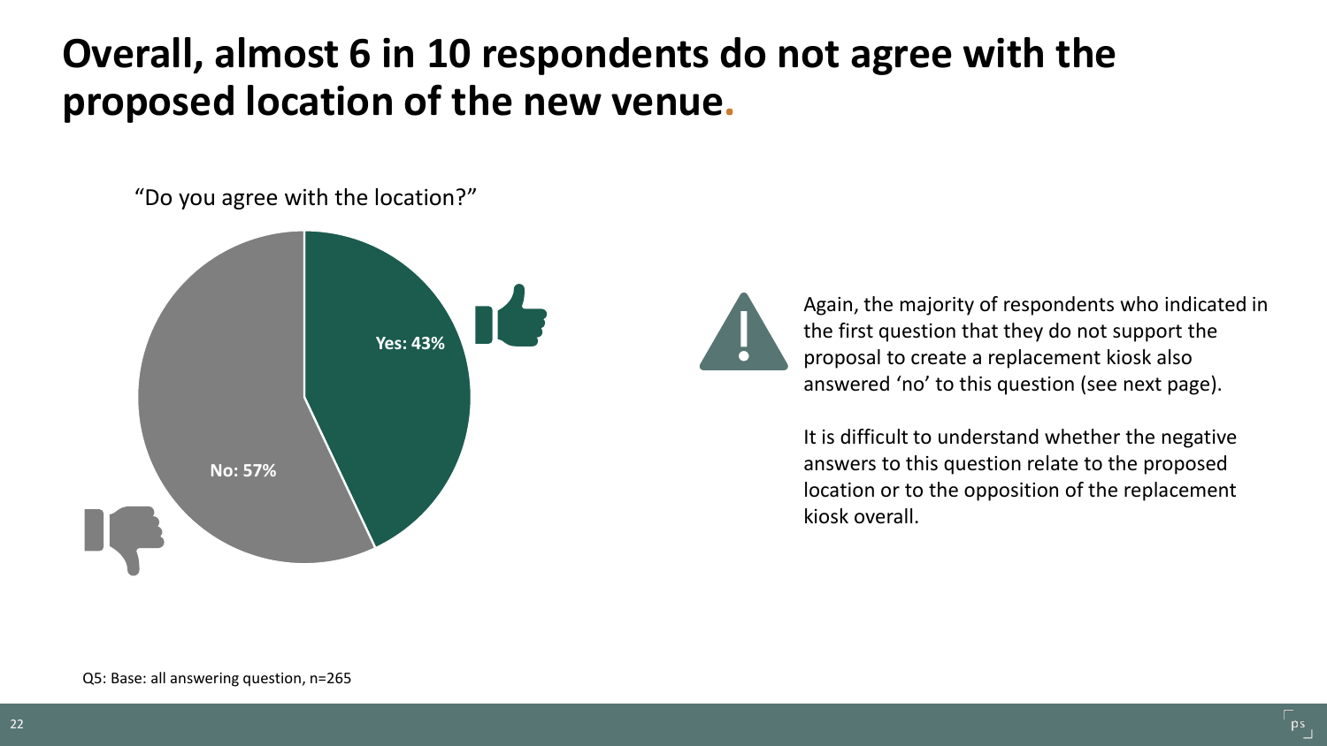# Overall, almost 6 in 10 respondents do not agree with the proposed location of the new venue.

"Do you agree with the location?"

Yes: 43%

No: 57%

Again, the majority of respondents who indicated in the first question that they do not support the proposal to create a replacement kiosk also answered 'no' to this question (see next page).

It is difficult to understand whether the negative answers to this question relate to the proposed location or to the opposition of the replacement kiosk overall.

Q5: Base: all answering question, n=265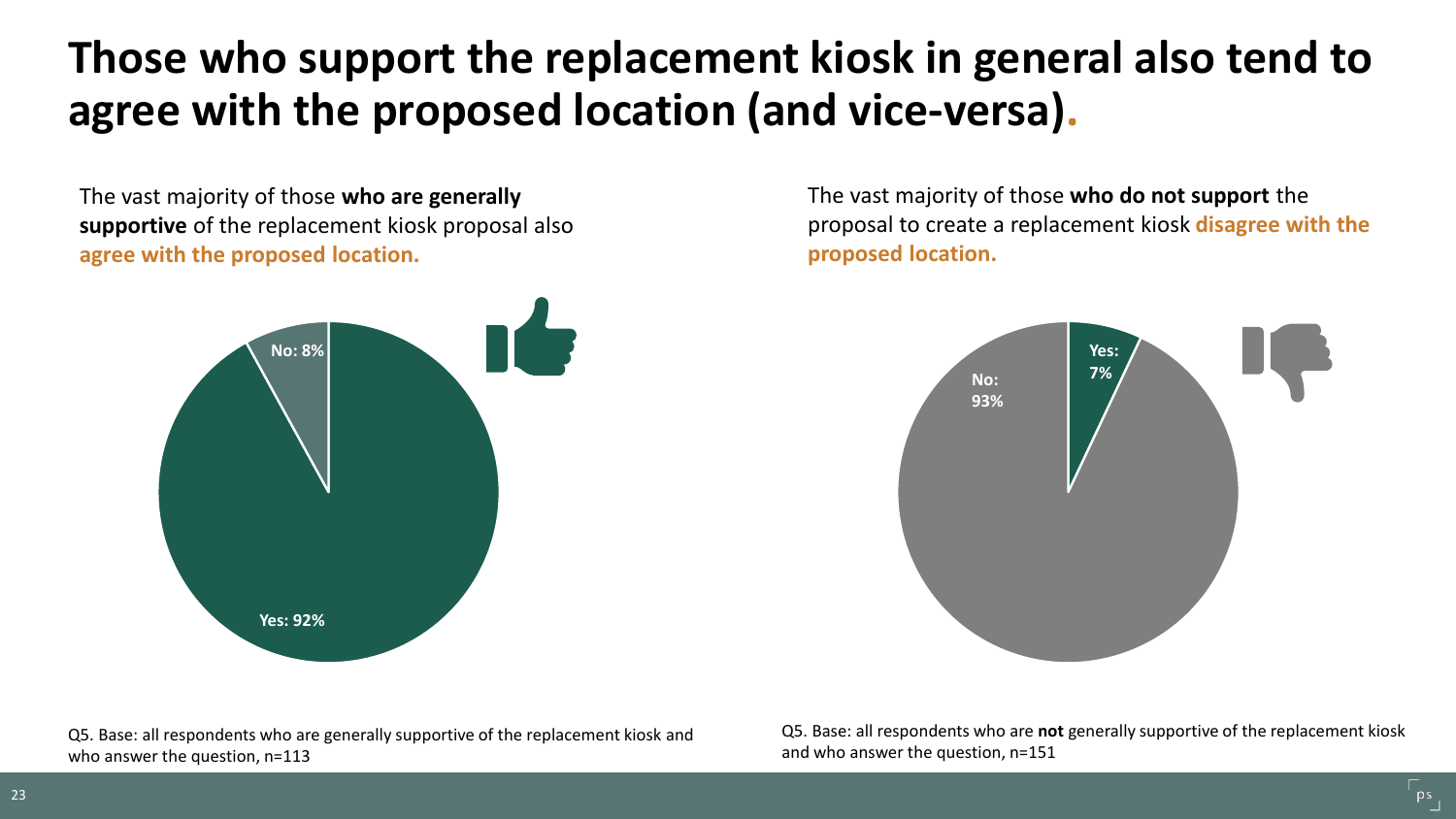# Those who support the replacement kiosk in general also tend to agree with the proposed location (and vice-versa).

The vast majority of those **who are generally supportive** of the replacement kiosk proposal also **agree with the proposed location.**

No: 8%

Yes: 92%

Q5. Base: all respondents who are generally supportive of the replacement kiosk and who answer the question, n=113

The vast majority of those **who do not support** the proposal to create a replacement kiosk **disagree with the proposed location.**

Yes: 7%

No: 93%

Q5. Base: all respondents who are **not** generally supportive of the replacement kiosk and who answer the question, n=151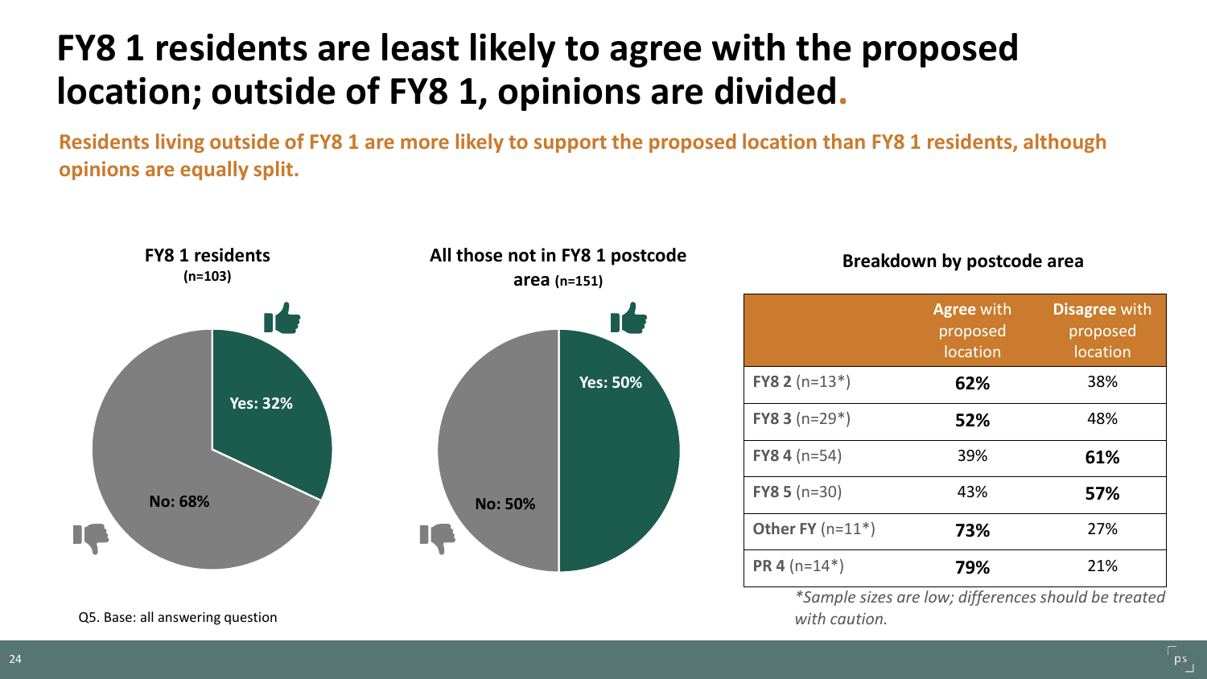# FY8 1 residents are least likely to agree with the proposed location; outside of FY8 1, opinions are divided.

**Residents living outside of FY8 1 are more likely to support the proposed location than FY8 1 residents, although opinions are equally split.**

**FY8 1 residents (n=103)**

Yes: 32%

No: 68%

**All those not in FY8 1 postcode area (n=151)**

Yes: 50%

No: 50%

**Breakdown by postcode area**

| | **Agree** with proposed location | **Disagree** with proposed location |
|---|---|---|
| **FY8 2** (n=13*) | **62%** | 38% |
| **FY8 3** (n=29*) | **52%** | 48% |
| **FY8 4** (n=54) | 39% | **61%** |
| **FY8 5** (n=30) | 43% | **57%** |
| **Other FY** (n=11*) | **73%** | 27% |
| **PR 4** (n=14*) | **79%** | 21% |

*\*Sample sizes are low; differences should be treated with caution.*

Q5. Base: all answering question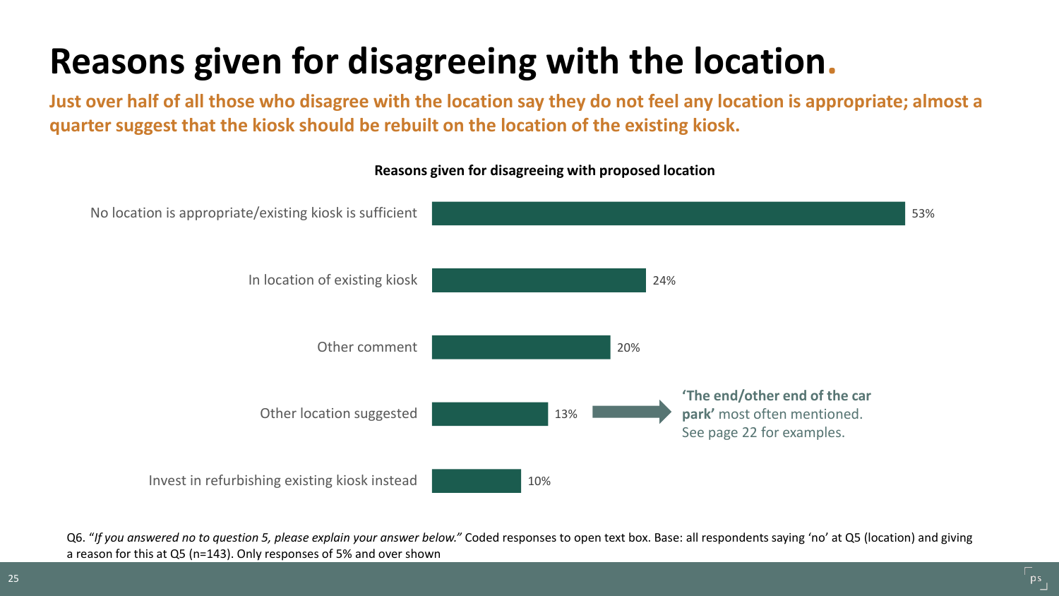# Reasons given for disagreeing with the location.

**Just over half of all those who disagree with the location say they do not feel any location is appropriate; almost a quarter suggest that the kiosk should be rebuilt on the location of the existing kiosk.**

**Reasons given for disagreeing with proposed location**

| Reason | % |
| --- | --- |
| No location is appropriate/existing kiosk is sufficient | 53% |
| In location of existing kiosk | 24% |
| Other comment | 20% |
| Other location suggested | 13% |
| Invest in refurbishing existing kiosk instead | 10% |

**'The end/other end of the car park'** most often mentioned. See page 22 for examples.

Q6. "*If you answered no to question 5, please explain your answer below.*" Coded responses to open text box. Base: all respondents saying 'no' at Q5 (location) and giving a reason for this at Q5 (n=143). Only responses of 5% and over shown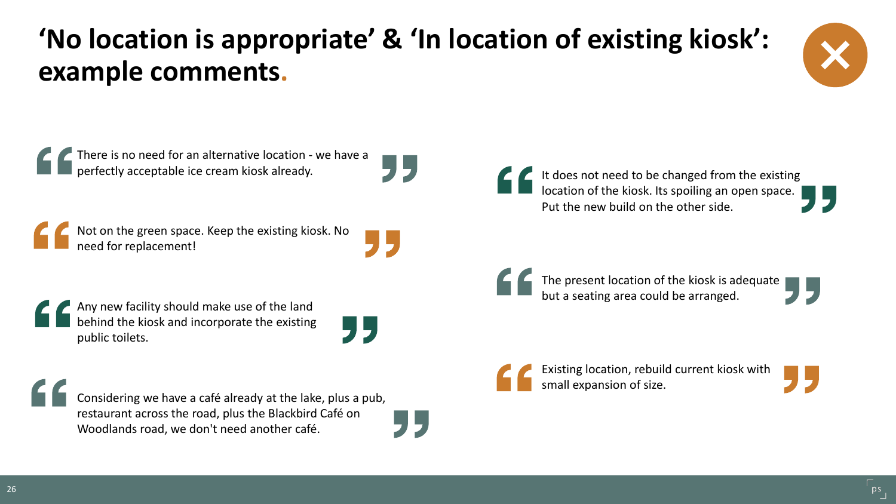# 'No location is appropriate' & 'In location of existing kiosk': example comments.

> There is no need for an alternative location - we have a perfectly acceptable ice cream kiosk already.

> Not on the green space. Keep the existing kiosk. No need for replacement!

> Any new facility should make use of the land behind the kiosk and incorporate the existing public toilets.

> Considering we have a café already at the lake, plus a pub, restaurant across the road, plus the Blackbird Café on Woodlands road, we don't need another café.

> It does not need to be changed from the existing location of the kiosk. Its spoiling an open space. Put the new build on the other side.

> The present location of the kiosk is adequate but a seating area could be arranged.

> Existing location, rebuild current kiosk with small expansion of size.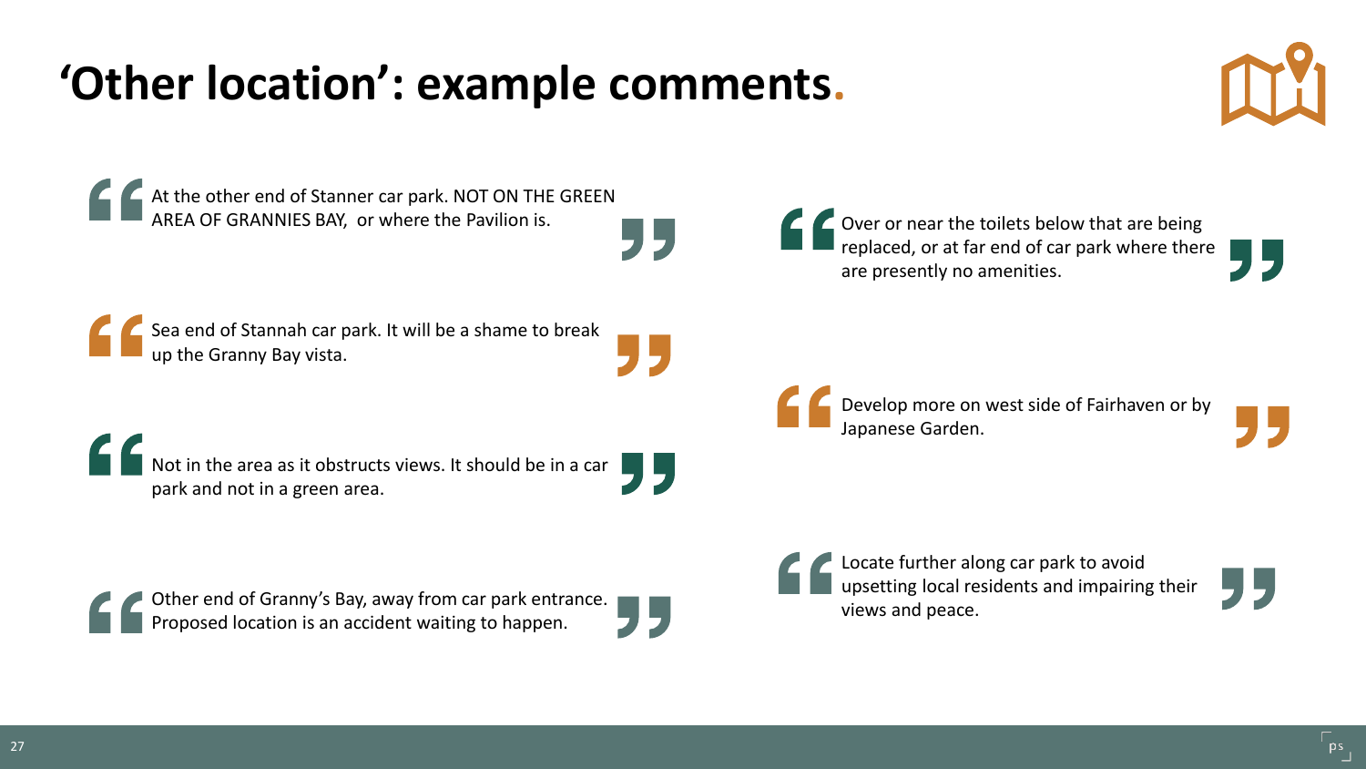# ‘Other location’: example comments.

> At the other end of Stanner car park. NOT ON THE GREEN AREA OF GRANNIES BAY, or where the Pavilion is.

> Sea end of Stannah car park. It will be a shame to break up the Granny Bay vista.

> Not in the area as it obstructs views. It should be in a car park and not in a green area.

> Other end of Granny’s Bay, away from car park entrance. Proposed location is an accident waiting to happen.

> Over or near the toilets below that are being replaced, or at far end of car park where there are presently no amenities.

> Develop more on west side of Fairhaven or by Japanese Garden.

> Locate further along car park to avoid upsetting local residents and impairing their views and peace.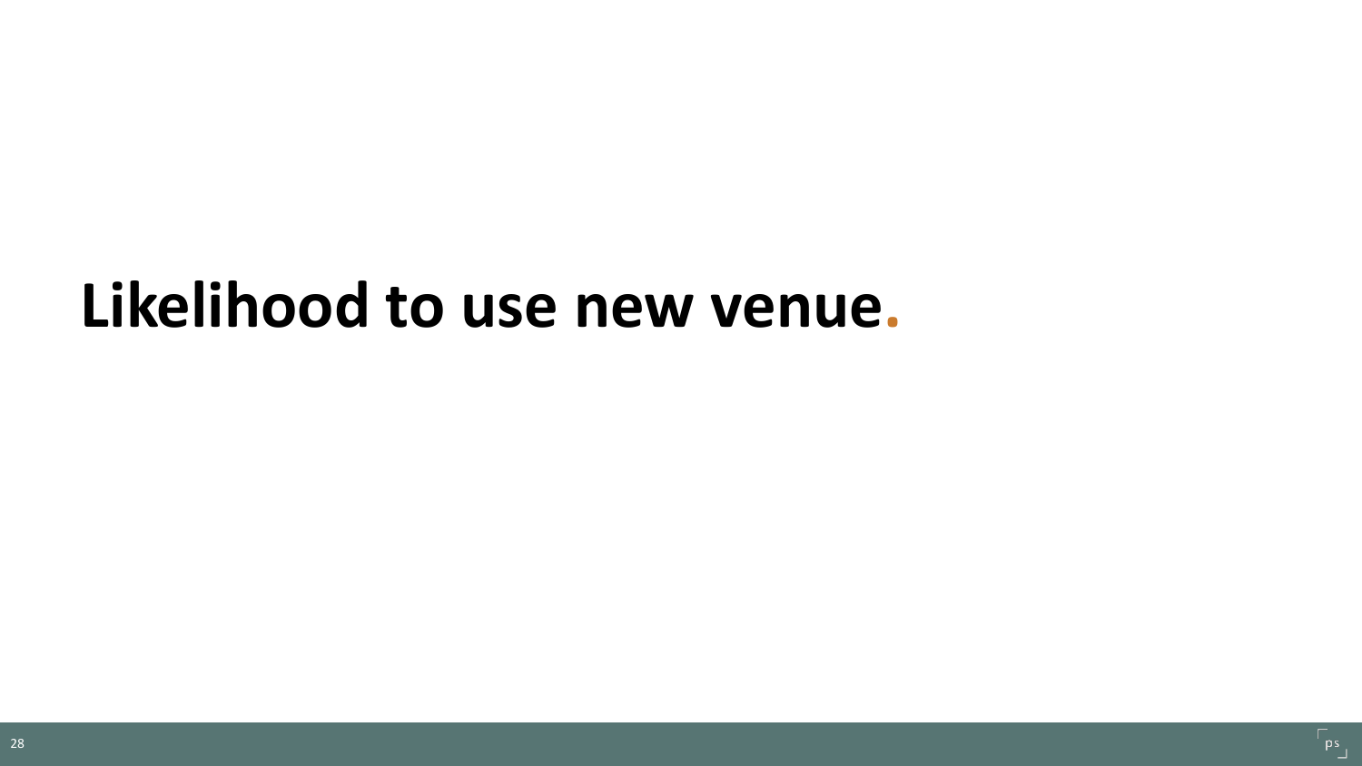# Likelihood to use new venue.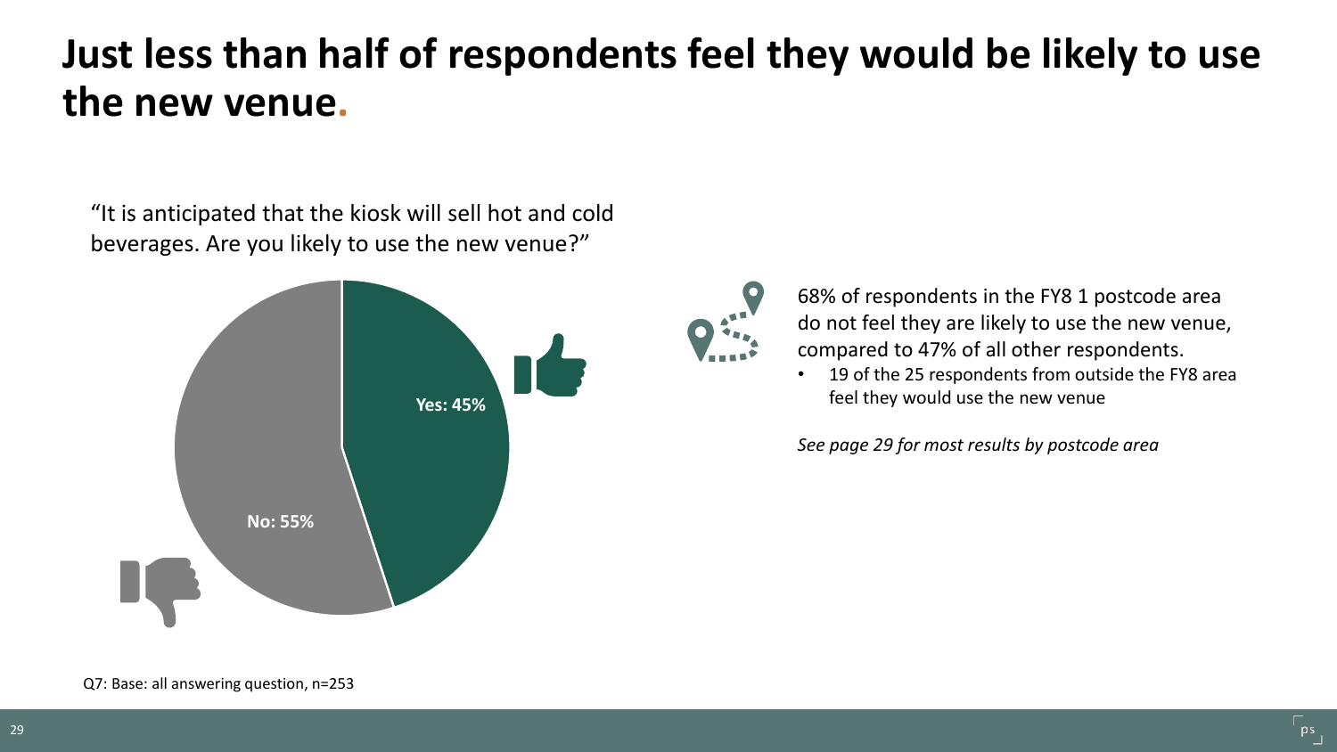# Just less than half of respondents feel they would be likely to use the new venue.

"It is anticipated that the kiosk will sell hot and cold beverages. Are you likely to use the new venue?"

Yes: 45%

No: 55%

68% of respondents in the FY8 1 postcode area do not feel they are likely to use the new venue, compared to 47% of all other respondents.

- 19 of the 25 respondents from outside the FY8 area feel they would use the new venue

*See page 29 for most results by postcode area*

Q7: Base: all answering question, n=253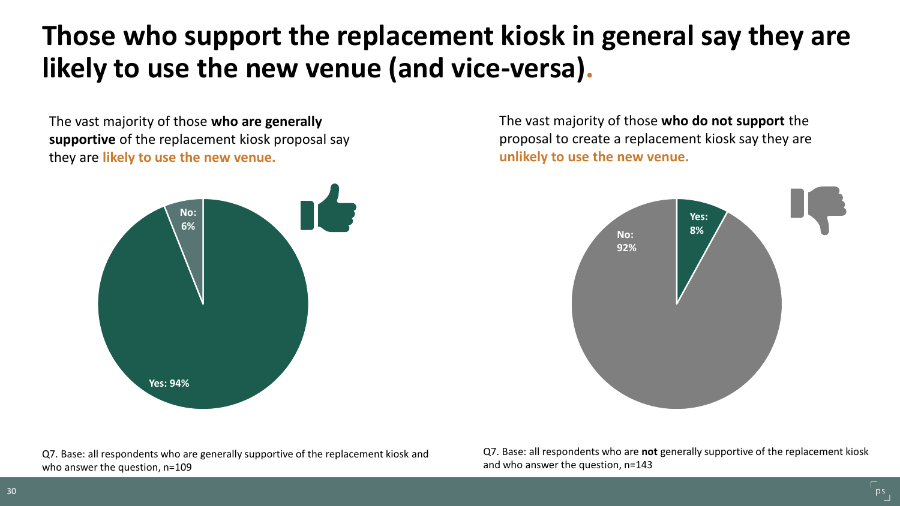# Those who support the replacement kiosk in general say they are likely to use the new venue (and vice-versa).

The vast majority of those **who are generally supportive** of the replacement kiosk proposal say they are **likely to use the new venue.**

No: 6%

Yes: 94%

Q7. Base: all respondents who are generally supportive of the replacement kiosk and who answer the question, n=109

The vast majority of those **who do not support** the proposal to create a replacement kiosk say they are **unlikely to use the new venue.**

Yes: 8%

No: 92%

Q7. Base: all respondents who are **not** generally supportive of the replacement kiosk and who answer the question, n=143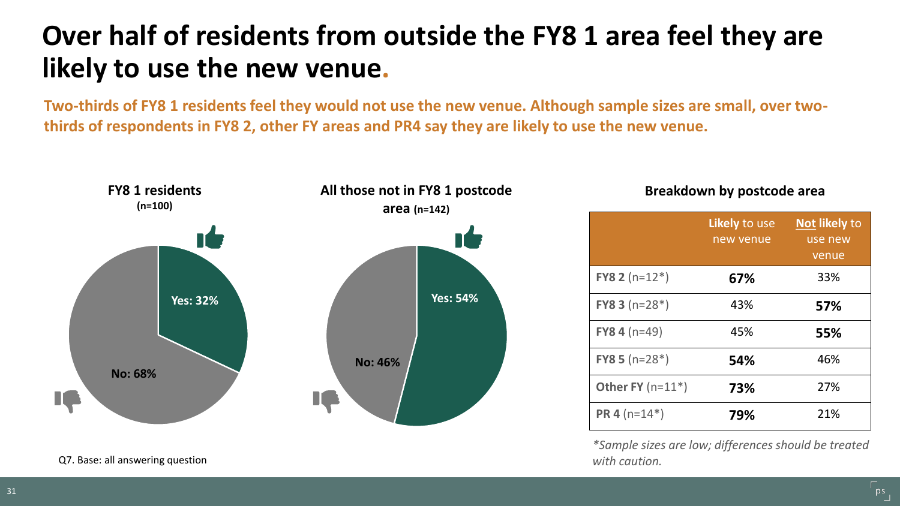# Over half of residents from outside the FY8 1 area feel they are likely to use the new venue.

**Two-thirds of FY8 1 residents feel they would not use the new venue. Although sample sizes are small, over two-thirds of respondents in FY8 2, other FY areas and PR4 say they are likely to use the new venue.**

**FY8 1 residents** (n=100)

- Yes: 32%
- No: 68%

**All those not in FY8 1 postcode area** (n=142)

- Yes: 54%
- No: 46%

Q7. Base: all answering question

**Breakdown by postcode area**

| | **Likely** to use new venue | **Not likely** to use new venue |
|---|---|---|
| **FY8 2** (n=12*) | **67%** | 33% |
| **FY8 3** (n=28*) | 43% | **57%** |
| **FY8 4** (n=49) | 45% | **55%** |
| **FY8 5** (n=28*) | **54%** | 46% |
| **Other FY** (n=11*) | **73%** | 27% |
| **PR 4** (n=14*) | **79%** | 21% |

*\*Sample sizes are low; differences should be treated with caution.*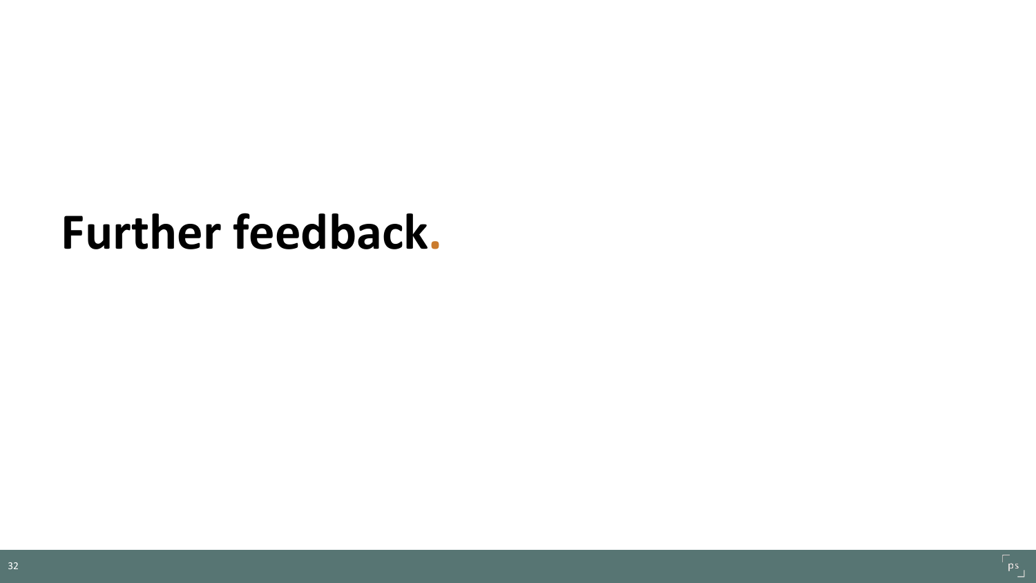# Further feedback.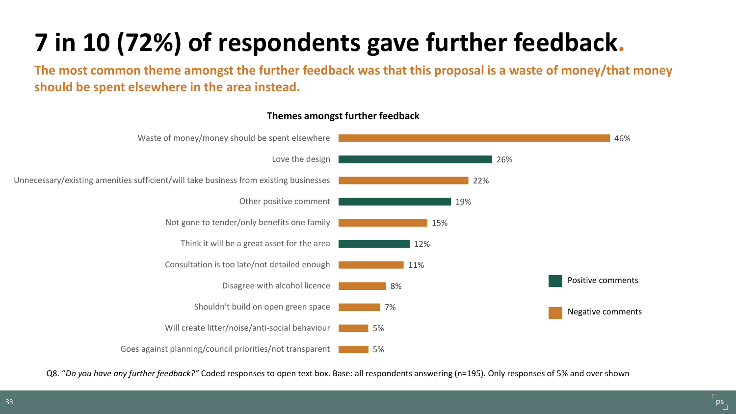# 7 in 10 (72%) of respondents gave further feedback.

**The most common theme amongst the further feedback was that this proposal is a waste of money/that money should be spent elsewhere in the area instead.**

**Themes amongst further feedback**

| Theme | Type | % |
| --- | --- | --- |
| Waste of money/money should be spent elsewhere | Negative comments | 46% |
| Love the design | Positive comments | 26% |
| Unnecessary/existing amenities sufficient/will take business from existing businesses | Negative comments | 22% |
| Other positive comment | Positive comments | 19% |
| Not gone to tender/only benefits one family | Negative comments | 15% |
| Think it will be a great asset for the area | Positive comments | 12% |
| Consultation is too late/not detailed enough | Negative comments | 11% |
| Disagree with alcohol licence | Negative comments | 8% |
| Shouldn't build on open green space | Negative comments | 7% |
| Will create litter/noise/anti-social behaviour | Negative comments | 5% |
| Goes against planning/council priorities/not transparent | Negative comments | 5% |

Q8. "*Do you have any further feedback?*" Coded responses to open text box. Base: all respondents answering (n=195). Only responses of 5% and over shown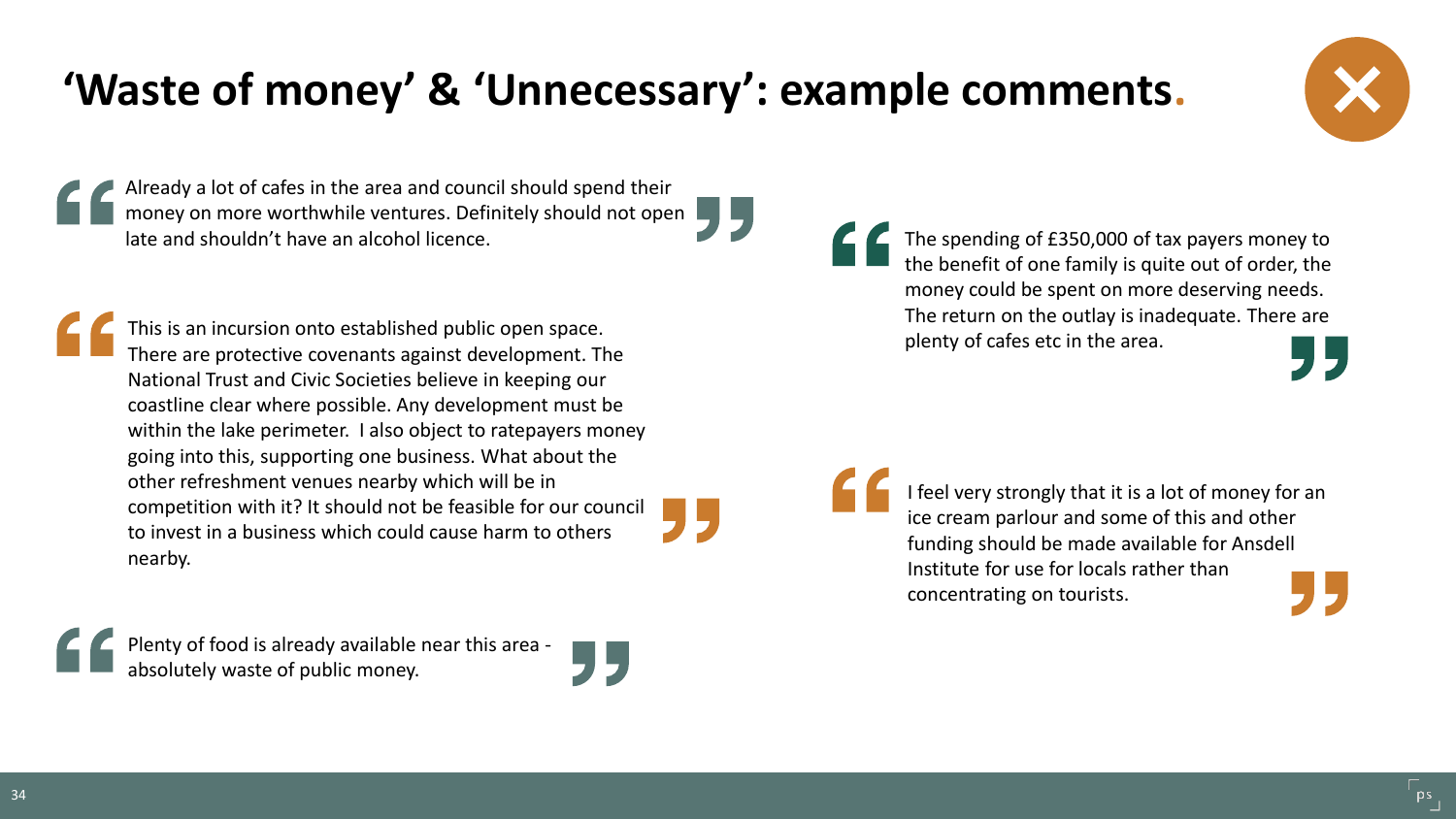# 'Waste of money' & 'Unnecessary': example comments.

> Already a lot of cafes in the area and council should spend their money on more worthwhile ventures. Definitely should not open late and shouldn't have an alcohol licence.

> This is an incursion onto established public open space. There are protective covenants against development. The National Trust and Civic Societies believe in keeping our coastline clear where possible. Any development must be within the lake perimeter. I also object to ratepayers money going into this, supporting one business. What about the other refreshment venues nearby which will be in competition with it? It should not be feasible for our council to invest in a business which could cause harm to others nearby.

> Plenty of food is already available near this area - absolutely waste of public money.

> The spending of £350,000 of tax payers money to the benefit of one family is quite out of order, the money could be spent on more deserving needs. The return on the outlay is inadequate. There are plenty of cafes etc in the area.

> I feel very strongly that it is a lot of money for an ice cream parlour and some of this and other funding should be made available for Ansdell Institute for use for locals rather than concentrating on tourists.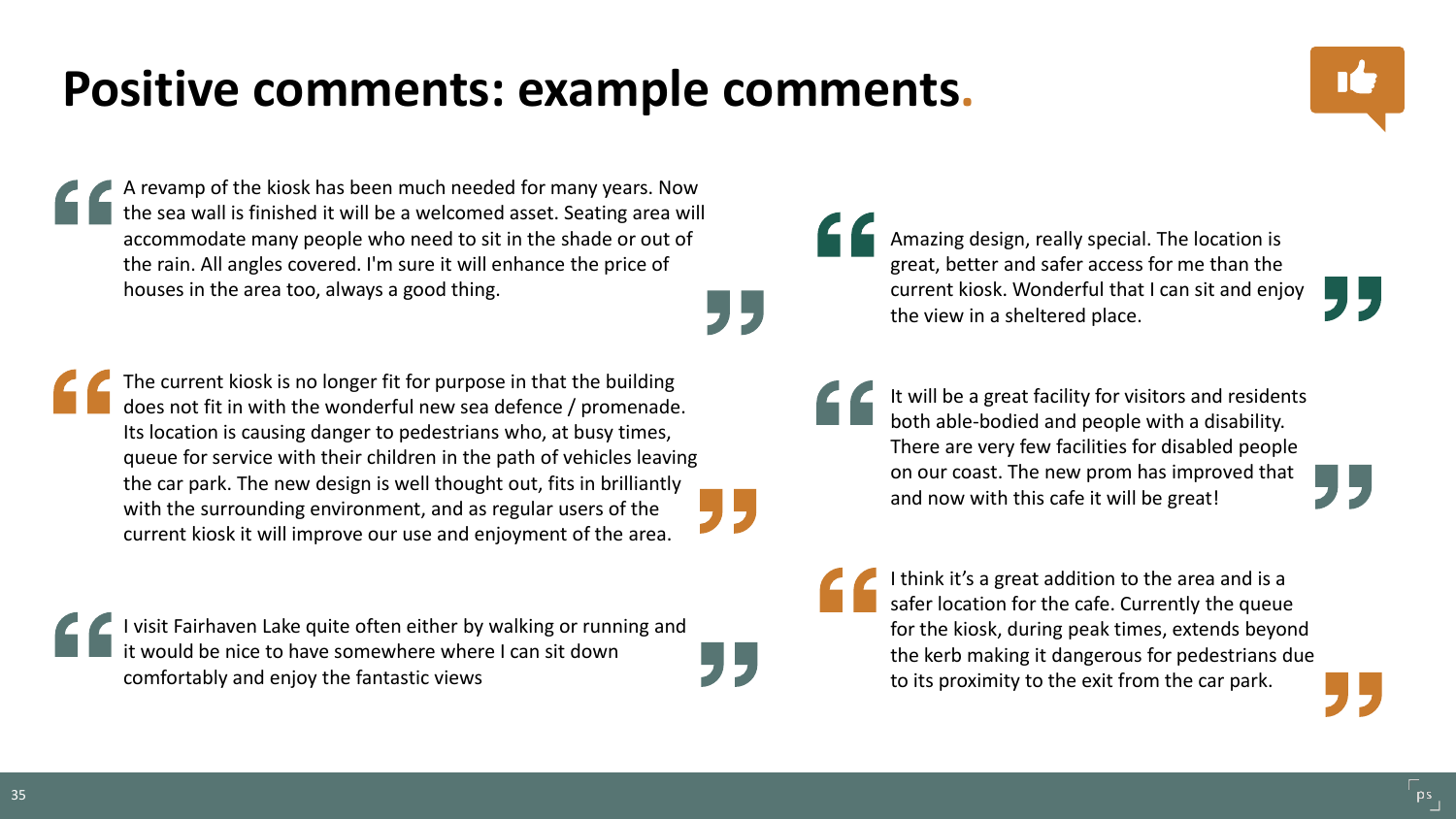# Positive comments: example comments.

> A revamp of the kiosk has been much needed for many years. Now the sea wall is finished it will be a welcomed asset. Seating area will accommodate many people who need to sit in the shade or out of the rain. All angles covered. I'm sure it will enhance the price of houses in the area too, always a good thing.

> The current kiosk is no longer fit for purpose in that the building does not fit in with the wonderful new sea defence / promenade. Its location is causing danger to pedestrians who, at busy times, queue for service with their children in the path of vehicles leaving the car park. The new design is well thought out, fits in brilliantly with the surrounding environment, and as regular users of the current kiosk it will improve our use and enjoyment of the area.

> I visit Fairhaven Lake quite often either by walking or running and it would be nice to have somewhere where I can sit down comfortably and enjoy the fantastic views

> Amazing design, really special. The location is great, better and safer access for me than the current kiosk. Wonderful that I can sit and enjoy the view in a sheltered place.

> It will be a great facility for visitors and residents both able-bodied and people with a disability. There are very few facilities for disabled people on our coast. The new prom has improved that and now with this cafe it will be great!

> I think it's a great addition to the area and is a safer location for the cafe. Currently the queue for the kiosk, during peak times, extends beyond the kerb making it dangerous for pedestrians due to its proximity to the exit from the car park.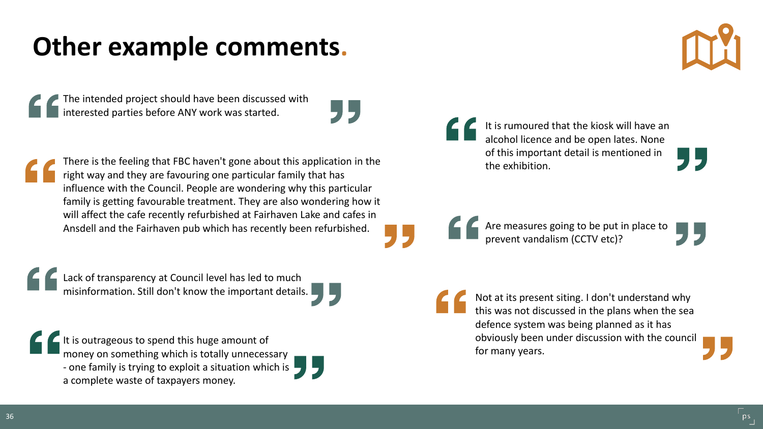# Other example comments.

> The intended project should have been discussed with interested parties before ANY work was started.

> There is the feeling that FBC haven't gone about this application in the right way and they are favouring one particular family that has influence with the Council. People are wondering why this particular family is getting favourable treatment. They are also wondering how it will affect the cafe recently refurbished at Fairhaven Lake and cafes in Ansdell and the Fairhaven pub which has recently been refurbished.

> Lack of transparency at Council level has led to much misinformation. Still don't know the important details.

> It is outrageous to spend this huge amount of money on something which is totally unnecessary - one family is trying to exploit a situation which is a complete waste of taxpayers money.

> It is rumoured that the kiosk will have an alcohol licence and be open lates. None of this important detail is mentioned in the exhibition.

> Are measures going to be put in place to prevent vandalism (CCTV etc)?

> Not at its present siting. I don't understand why this was not discussed in the plans when the sea defence system was being planned as it has obviously been under discussion with the council for many years.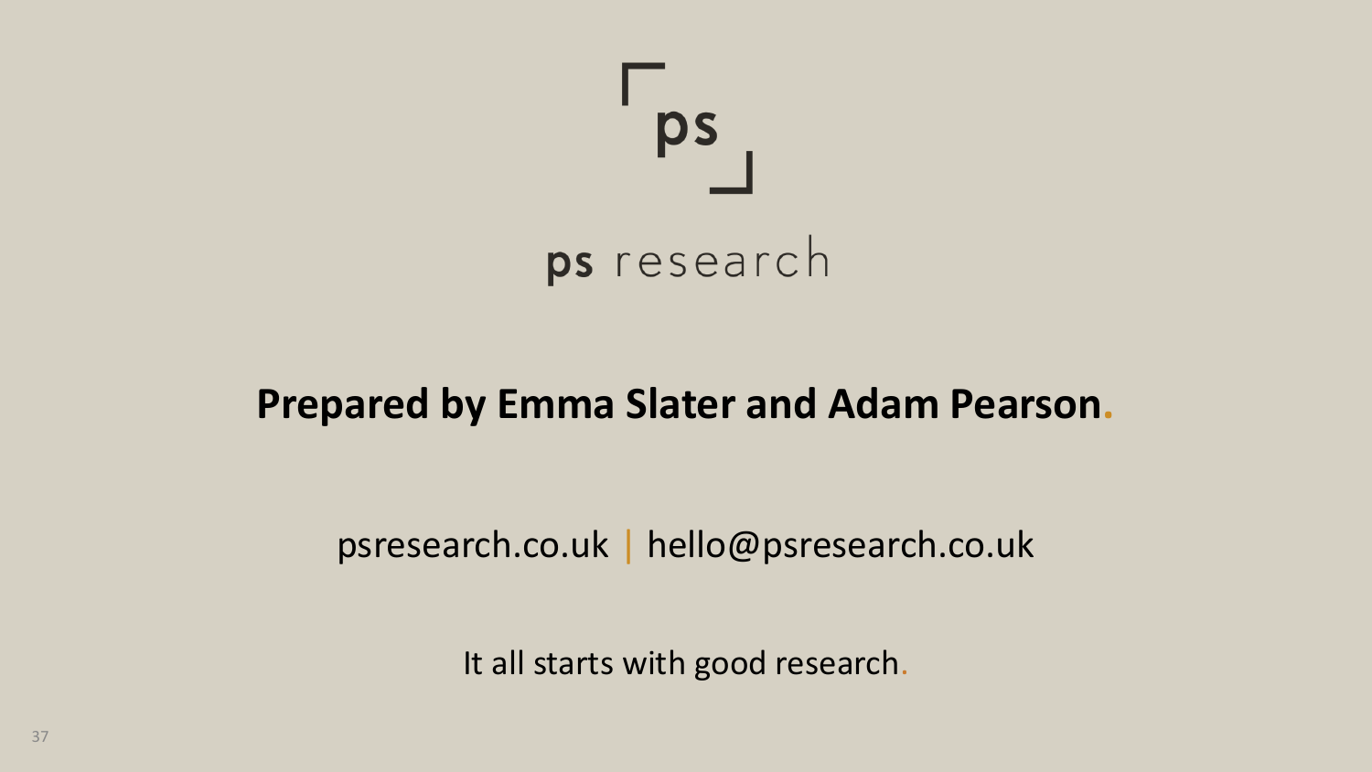ps research

**Prepared by Emma Slater and Adam Pearson.**

psresearch.co.uk | hello@psresearch.co.uk

It all starts with good research.